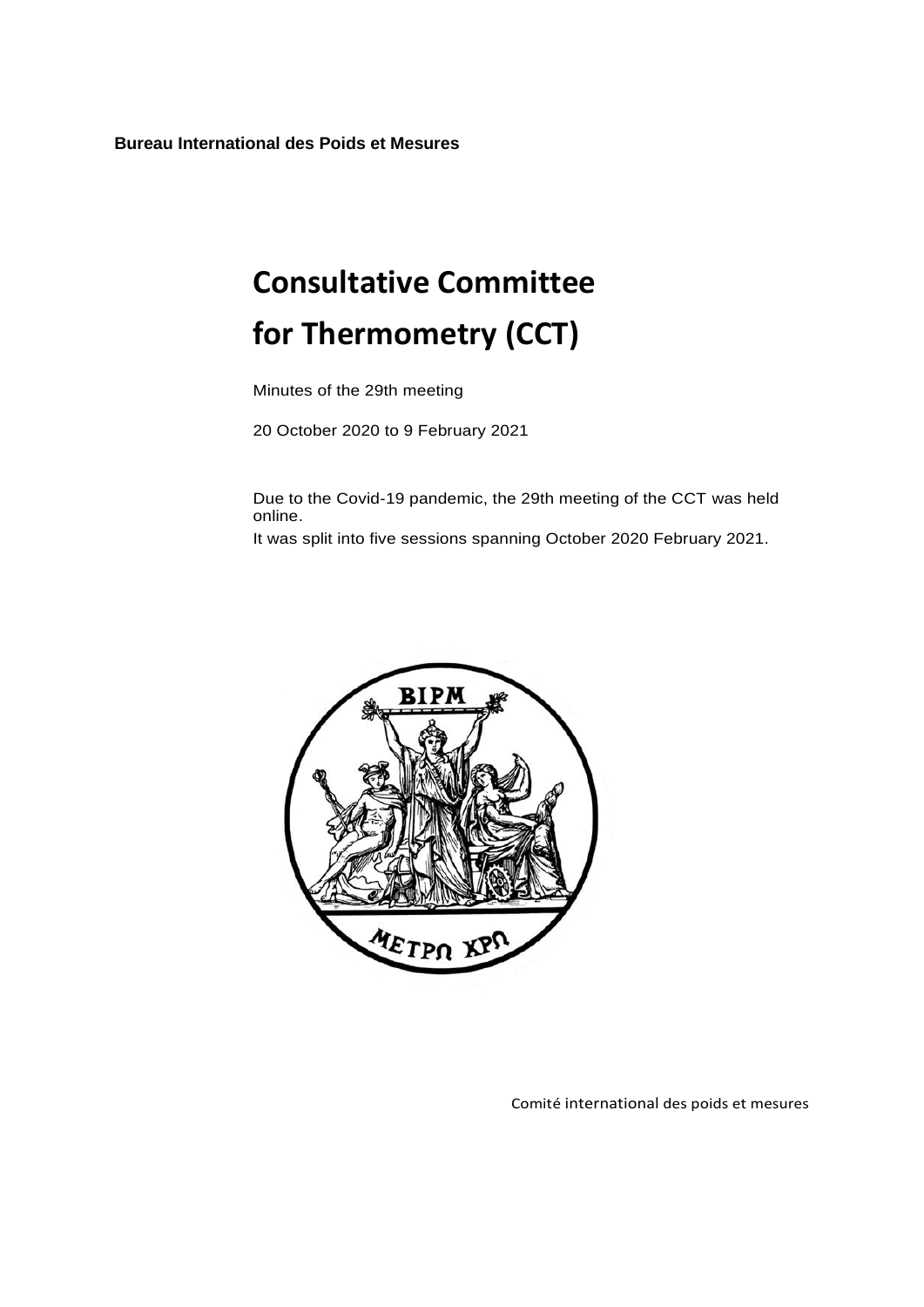**Bureau International des Poids et Mesures**

# Consultative Committee for Thermometry (CCT)

Minutes of the 29th meeting

20 October 2020 to 9 February 2021

Due to the Covid-19 pandemic, the 29th meeting of the CCT was held online.

It was split into five sessions spanning October 2020 February 2021.

Comité international des poids et mesures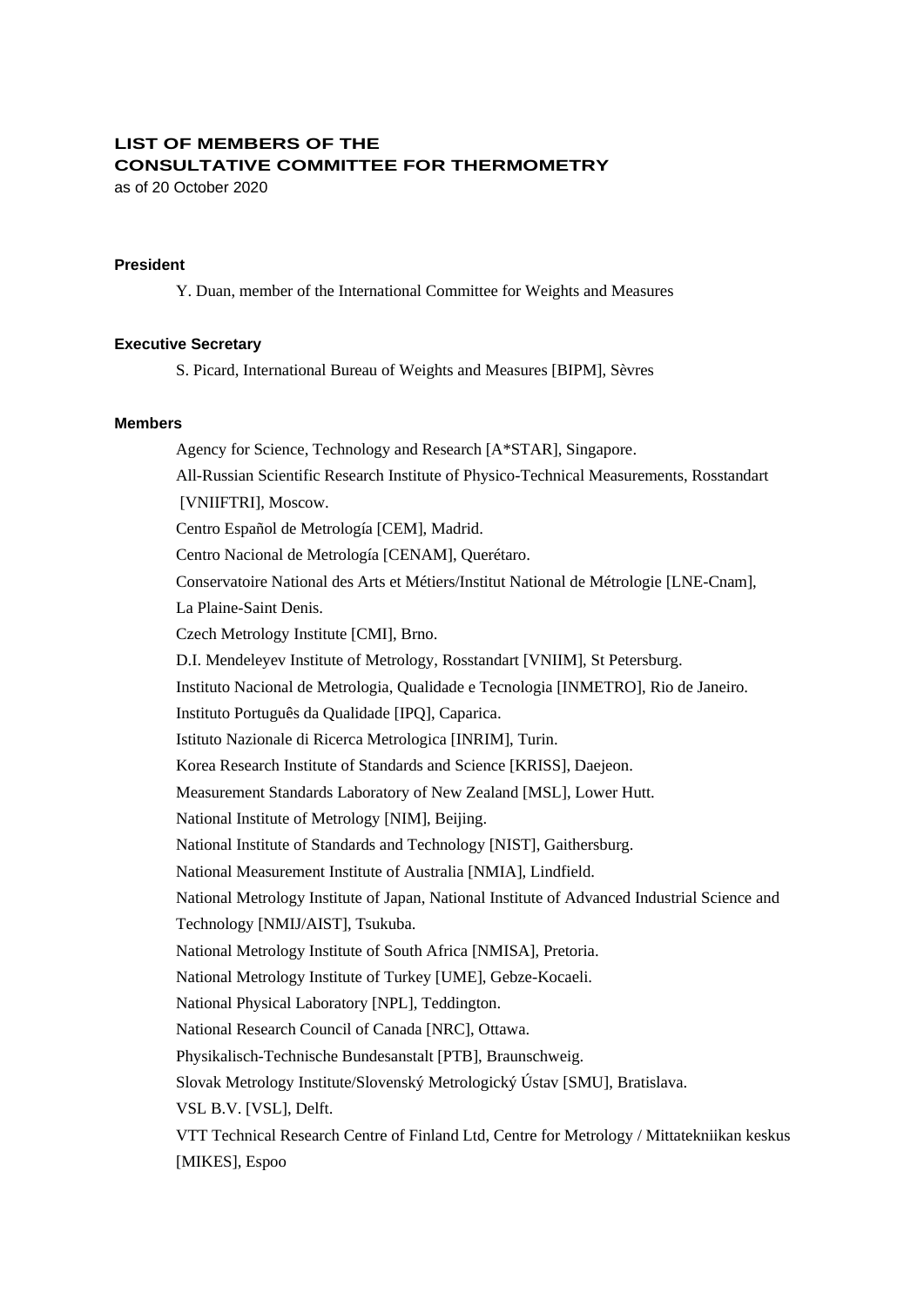**LIST OF MEMBERS OF THE**
**CONSULTATIVE COMMITTEE FOR THERMOMETRY**
as of 20 October 2020

**President**

Y. Duan, member of the International Committee for Weights and Measures

**Executive Secretary**

S. Picard, International Bureau of Weights and Measures [BIPM], Sèvres

**Members**

Agency for Science, Technology and Research [A*STAR], Singapore.
All-Russian Scientific Research Institute of Physico-Technical Measurements, Rosstandart [VNIIFTRI], Moscow.
Centro Español de Metrología [CEM], Madrid.
Centro Nacional de Metrología [CENAM], Querétaro.
Conservatoire National des Arts et Métiers/Institut National de Métrologie [LNE-Cnam], La Plaine-Saint Denis.
Czech Metrology Institute [CMI], Brno.
D.I. Mendeleyev Institute of Metrology, Rosstandart [VNIIM], St Petersburg.
Instituto Nacional de Metrologia, Qualidade e Tecnologia [INMETRO], Rio de Janeiro.
Instituto Português da Qualidade [IPQ], Caparica.
Istituto Nazionale di Ricerca Metrologica [INRIM], Turin.
Korea Research Institute of Standards and Science [KRISS], Daejeon.
Measurement Standards Laboratory of New Zealand [MSL], Lower Hutt.
National Institute of Metrology [NIM], Beijing.
National Institute of Standards and Technology [NIST], Gaithersburg.
National Measurement Institute of Australia [NMIA], Lindfield.
National Metrology Institute of Japan, National Institute of Advanced Industrial Science and Technology [NMIJ/AIST], Tsukuba.
National Metrology Institute of South Africa [NMISA], Pretoria.
National Metrology Institute of Turkey [UME], Gebze-Kocaeli.
National Physical Laboratory [NPL], Teddington.
National Research Council of Canada [NRC], Ottawa.
Physikalisch-Technische Bundesanstalt [PTB], Braunschweig.
Slovak Metrology Institute/Slovenský Metrologický Ústav [SMU], Bratislava.
VSL B.V. [VSL], Delft.
VTT Technical Research Centre of Finland Ltd, Centre for Metrology / Mittatekniikan keskus [MIKES], Espoo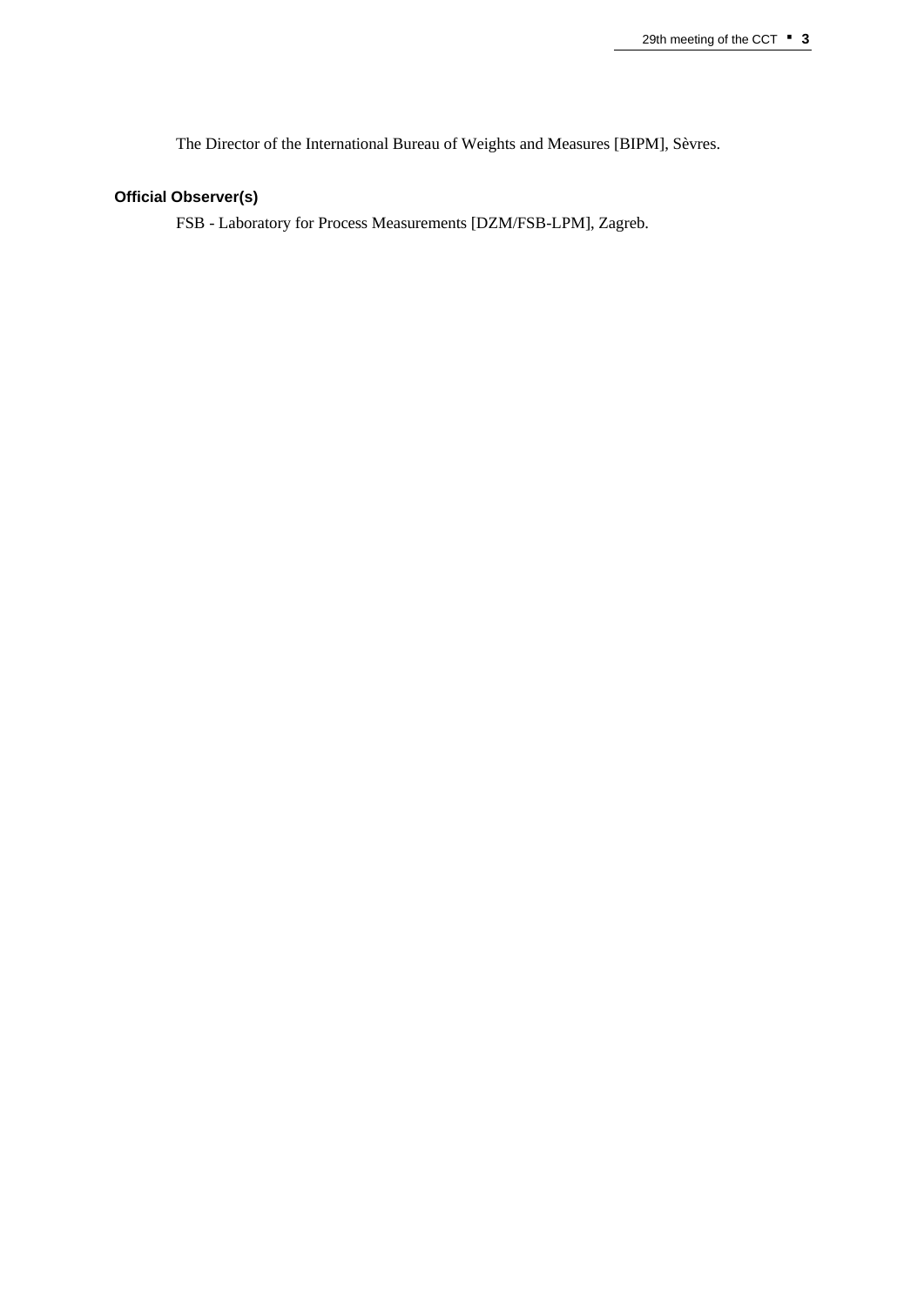The Director of the International Bureau of Weights and Measures [BIPM], Sèvres.

**Official Observer(s)**

FSB - Laboratory for Process Measurements [DZM/FSB-LPM], Zagreb.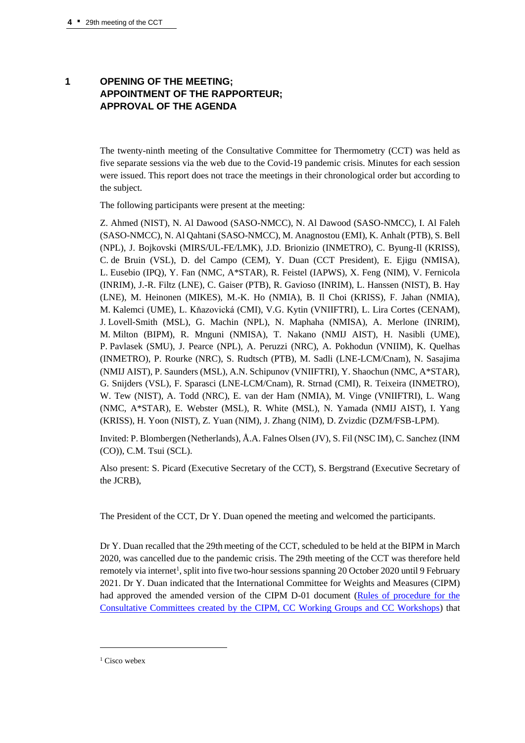# 1 OPENING OF THE MEETING; APPOINTMENT OF THE RAPPORTEUR; APPROVAL OF THE AGENDA

The twenty-ninth meeting of the Consultative Committee for Thermometry (CCT) was held as five separate sessions via the web due to the Covid-19 pandemic crisis. Minutes for each session were issued. This report does not trace the meetings in their chronological order but according to the subject.

The following participants were present at the meeting:

Z. Ahmed (NIST), N. Al Dawood (SASO-NMCC), N. Al Dawood (SASO-NMCC), I. Al Faleh (SASO-NMCC), N. Al Qahtani (SASO-NMCC), M. Anagnostou (EMI), K. Anhalt (PTB), S. Bell (NPL), J. Bojkovski (MIRS/UL-FE/LMK), J.D. Brionizio (INMETRO), C. Byung-Il (KRISS), C. de Bruin (VSL), D. del Campo (CEM), Y. Duan (CCT President), E. Ejigu (NMISA), L. Eusebio (IPQ), Y. Fan (NMC, A*STAR), R. Feistel (IAPWS), X. Feng (NIM), V. Fernicola (INRIM), J.-R. Filtz (LNE), C. Gaiser (PTB), R. Gavioso (INRIM), L. Hanssen (NIST), B. Hay (LNE), M. Heinonen (MIKES), M.-K. Ho (NMIA), B. Il Choi (KRISS), F. Jahan (NMIA), M. Kalemci (UME), L. Kňazovická (CMI), V.G. Kytin (VNIIFTRI), L. Lira Cortes (CENAM), J. Lovell-Smith (MSL), G. Machin (NPL), N. Maphaha (NMISA), A. Merlone (INRIM), M. Milton (BIPM), R. Mnguni (NMISA), T. Nakano (NMIJ AIST), H. Nasibli (UME), P. Pavlasek (SMU), J. Pearce (NPL), A. Peruzzi (NRC), A. Pokhodun (VNIIM), K. Quelhas (INMETRO), P. Rourke (NRC), S. Rudtsch (PTB), M. Sadli (LNE-LCM/Cnam), N. Sasajima (NMIJ AIST), P. Saunders (MSL), A.N. Schipunov (VNIIFTRI), Y. Shaochun (NMC, A*STAR), G. Snijders (VSL), F. Sparasci (LNE-LCM/Cnam), R. Strnad (CMI), R. Teixeira (INMETRO), W. Tew (NIST), A. Todd (NRC), E. van der Ham (NMIA), M. Vinge (VNIIFTRI), L. Wang (NMC, A*STAR), E. Webster (MSL), R. White (MSL), N. Yamada (NMIJ AIST), I. Yang (KRISS), H. Yoon (NIST), Z. Yuan (NIM), J. Zhang (NIM), D. Zvizdic (DZM/FSB-LPM).

Invited: P. Blombergen (Netherlands), Å.A. Falnes Olsen (JV), S. Fil (NSC IM), C. Sanchez (INM (CO)), C.M. Tsui (SCL).

Also present: S. Picard (Executive Secretary of the CCT), S. Bergstrand (Executive Secretary of the JCRB),

The President of the CCT, Dr Y. Duan opened the meeting and welcomed the participants.

Dr Y. Duan recalled that the 29th meeting of the CCT, scheduled to be held at the BIPM in March 2020, was cancelled due to the pandemic crisis. The 29th meeting of the CCT was therefore held remotely via internet[1], split into five two-hour sessions spanning 20 October 2020 until 9 February 2021. Dr Y. Duan indicated that the International Committee for Weights and Measures (CIPM) had approved the amended version of the CIPM D-01 document (Rules of procedure for the Consultative Committees created by the CIPM, CC Working Groups and CC Workshops) that

[1] Cisco webex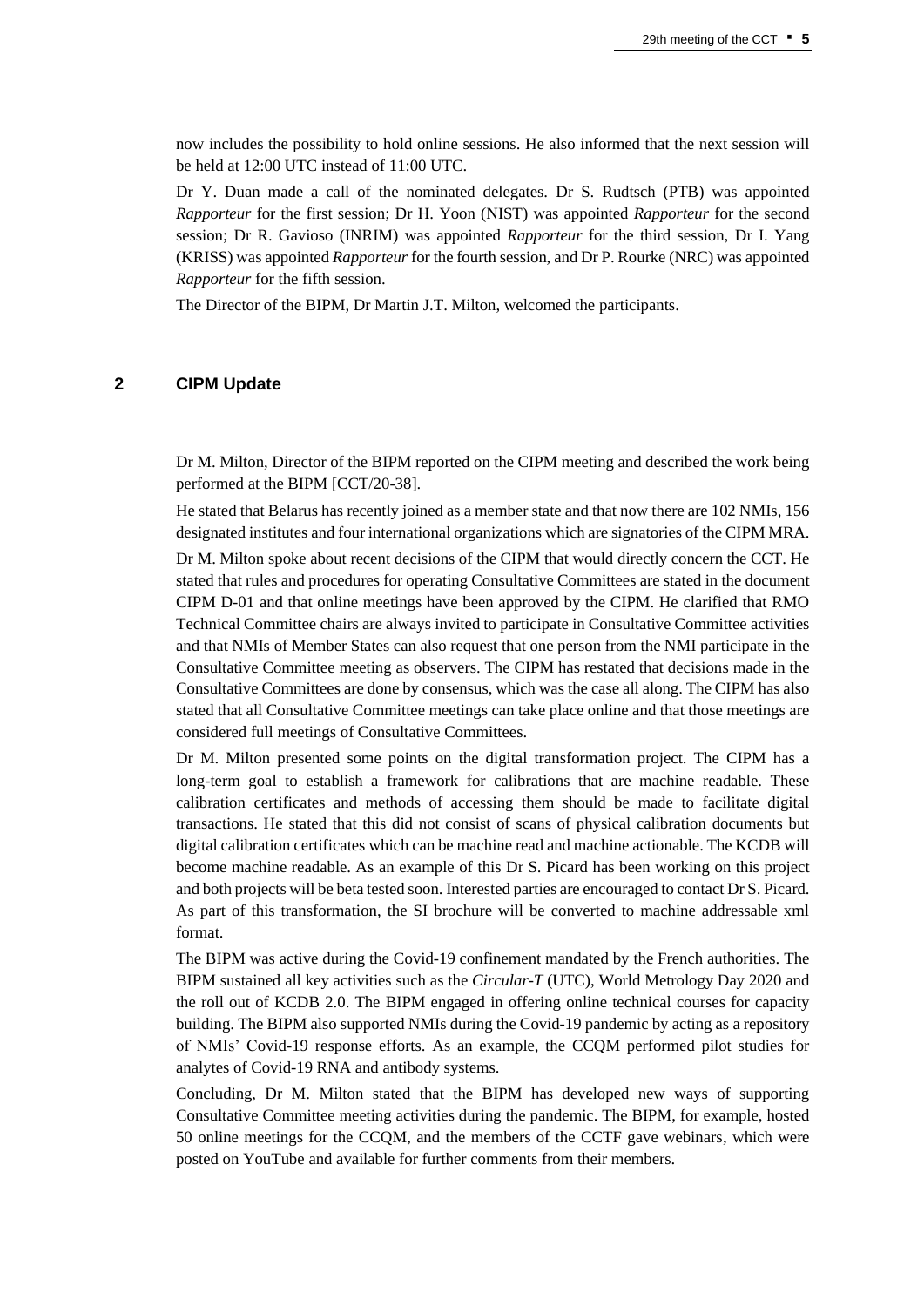now includes the possibility to hold online sessions. He also informed that the next session will be held at 12:00 UTC instead of 11:00 UTC.

Dr Y. Duan made a call of the nominated delegates. Dr S. Rudtsch (PTB) was appointed *Rapporteur* for the first session; Dr H. Yoon (NIST) was appointed *Rapporteur* for the second session; Dr R. Gavioso (INRIM) was appointed *Rapporteur* for the third session, Dr I. Yang (KRISS) was appointed *Rapporteur* for the fourth session, and Dr P. Rourke (NRC) was appointed *Rapporteur* for the fifth session.

The Director of the BIPM, Dr Martin J.T. Milton, welcomed the participants.

## 2 CIPM Update

Dr M. Milton, Director of the BIPM reported on the CIPM meeting and described the work being performed at the BIPM [CCT/20-38].

He stated that Belarus has recently joined as a member state and that now there are 102 NMIs, 156 designated institutes and four international organizations which are signatories of the CIPM MRA.

Dr M. Milton spoke about recent decisions of the CIPM that would directly concern the CCT. He stated that rules and procedures for operating Consultative Committees are stated in the document CIPM D-01 and that online meetings have been approved by the CIPM. He clarified that RMO Technical Committee chairs are always invited to participate in Consultative Committee activities and that NMIs of Member States can also request that one person from the NMI participate in the Consultative Committee meeting as observers. The CIPM has restated that decisions made in the Consultative Committees are done by consensus, which was the case all along. The CIPM has also stated that all Consultative Committee meetings can take place online and that those meetings are considered full meetings of Consultative Committees.

Dr M. Milton presented some points on the digital transformation project. The CIPM has a long-term goal to establish a framework for calibrations that are machine readable. These calibration certificates and methods of accessing them should be made to facilitate digital transactions. He stated that this did not consist of scans of physical calibration documents but digital calibration certificates which can be machine read and machine actionable. The KCDB will become machine readable. As an example of this Dr S. Picard has been working on this project and both projects will be beta tested soon. Interested parties are encouraged to contact Dr S. Picard. As part of this transformation, the SI brochure will be converted to machine addressable xml format.

The BIPM was active during the Covid-19 confinement mandated by the French authorities. The BIPM sustained all key activities such as the *Circular-T* (UTC), World Metrology Day 2020 and the roll out of KCDB 2.0. The BIPM engaged in offering online technical courses for capacity building. The BIPM also supported NMIs during the Covid-19 pandemic by acting as a repository of NMIs' Covid-19 response efforts. As an example, the CCQM performed pilot studies for analytes of Covid-19 RNA and antibody systems.

Concluding, Dr M. Milton stated that the BIPM has developed new ways of supporting Consultative Committee meeting activities during the pandemic. The BIPM, for example, hosted 50 online meetings for the CCQM, and the members of the CCTF gave webinars, which were posted on YouTube and available for further comments from their members.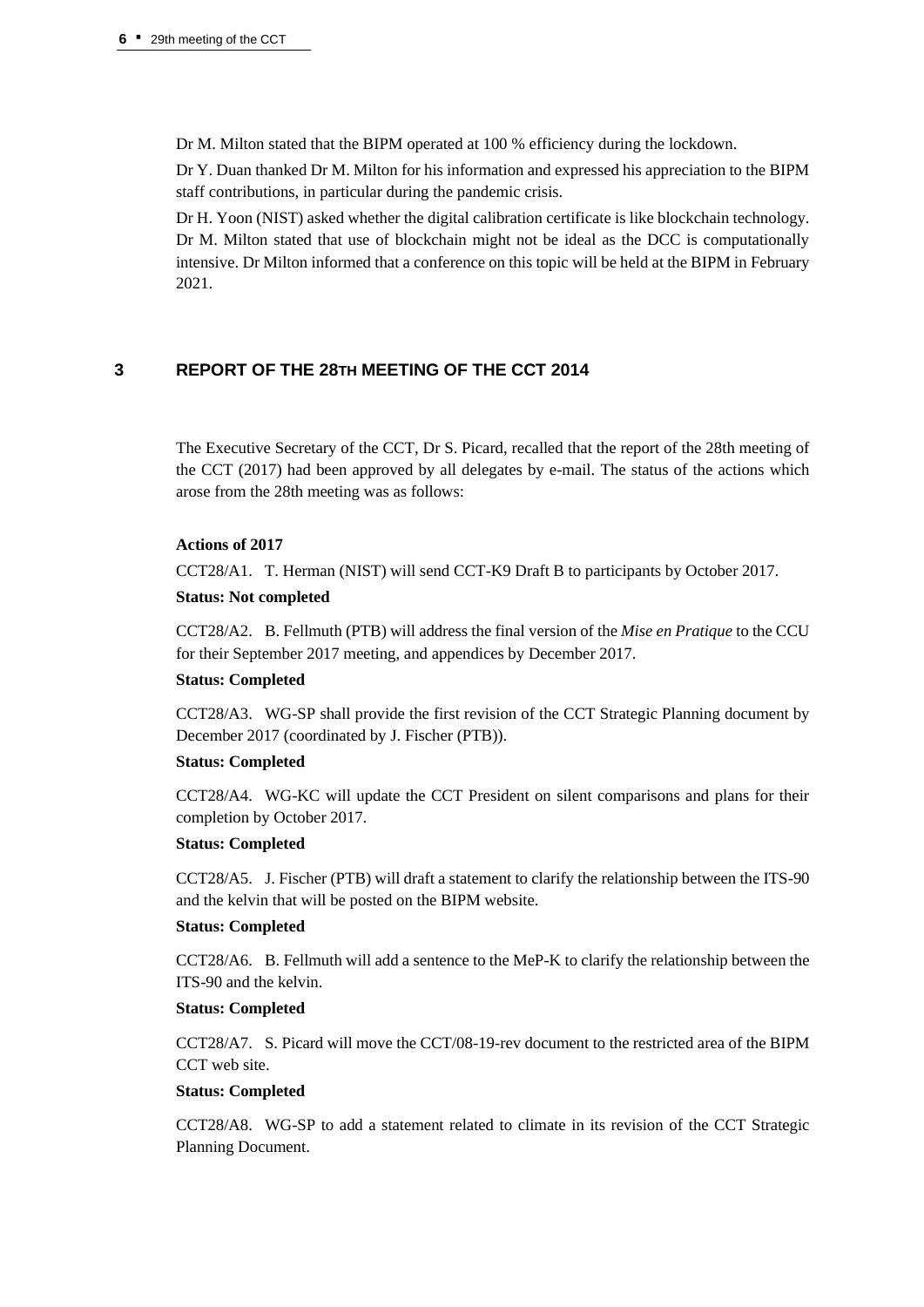Dr M. Milton stated that the BIPM operated at 100 % efficiency during the lockdown.

Dr Y. Duan thanked Dr M. Milton for his information and expressed his appreciation to the BIPM staff contributions, in particular during the pandemic crisis.

Dr H. Yoon (NIST) asked whether the digital calibration certificate is like blockchain technology. Dr M. Milton stated that use of blockchain might not be ideal as the DCC is computationally intensive. Dr Milton informed that a conference on this topic will be held at the BIPM in February 2021.

## 3 REPORT OF THE 28TH MEETING OF THE CCT 2014

The Executive Secretary of the CCT, Dr S. Picard, recalled that the report of the 28th meeting of the CCT (2017) had been approved by all delegates by e-mail. The status of the actions which arose from the 28th meeting was as follows:

**Actions of 2017**

CCT28/A1. T. Herman (NIST) will send CCT-K9 Draft B to participants by October 2017.

**Status: Not completed**

CCT28/A2. B. Fellmuth (PTB) will address the final version of the *Mise en Pratique* to the CCU for their September 2017 meeting, and appendices by December 2017.

**Status: Completed**

CCT28/A3. WG-SP shall provide the first revision of the CCT Strategic Planning document by December 2017 (coordinated by J. Fischer (PTB)).

**Status: Completed**

CCT28/A4. WG-KC will update the CCT President on silent comparisons and plans for their completion by October 2017.

**Status: Completed**

CCT28/A5. J. Fischer (PTB) will draft a statement to clarify the relationship between the ITS-90 and the kelvin that will be posted on the BIPM website.

**Status: Completed**

CCT28/A6. B. Fellmuth will add a sentence to the MeP-K to clarify the relationship between the ITS-90 and the kelvin.

**Status: Completed**

CCT28/A7. S. Picard will move the CCT/08-19-rev document to the restricted area of the BIPM CCT web site.

**Status: Completed**

CCT28/A8. WG-SP to add a statement related to climate in its revision of the CCT Strategic Planning Document.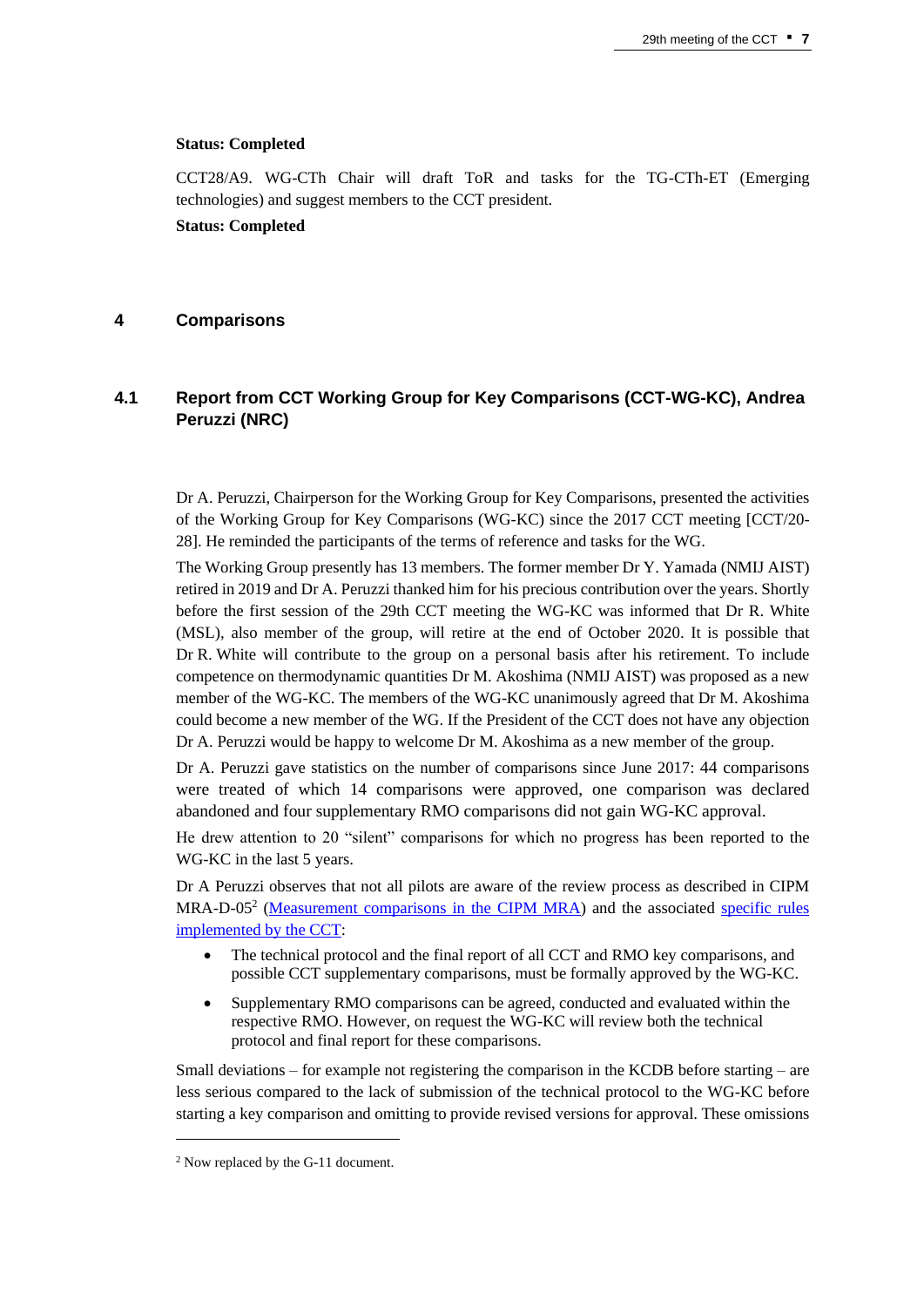**Status: Completed**

CCT28/A9. WG-CTh Chair will draft ToR and tasks for the TG-CTh-ET (Emerging technologies) and suggest members to the CCT president.

**Status: Completed**

## 4 Comparisons

### 4.1 Report from CCT Working Group for Key Comparisons (CCT-WG-KC), Andrea Peruzzi (NRC)

Dr A. Peruzzi, Chairperson for the Working Group for Key Comparisons, presented the activities of the Working Group for Key Comparisons (WG-KC) since the 2017 CCT meeting [CCT/20-28]. He reminded the participants of the terms of reference and tasks for the WG.

The Working Group presently has 13 members. The former member Dr Y. Yamada (NMIJ AIST) retired in 2019 and Dr A. Peruzzi thanked him for his precious contribution over the years. Shortly before the first session of the 29th CCT meeting the WG-KC was informed that Dr R. White (MSL), also member of the group, will retire at the end of October 2020. It is possible that Dr R. White will contribute to the group on a personal basis after his retirement. To include competence on thermodynamic quantities Dr M. Akoshima (NMIJ AIST) was proposed as a new member of the WG-KC. The members of the WG-KC unanimously agreed that Dr M. Akoshima could become a new member of the WG. If the President of the CCT does not have any objection Dr A. Peruzzi would be happy to welcome Dr M. Akoshima as a new member of the group.

Dr A. Peruzzi gave statistics on the number of comparisons since June 2017: 44 comparisons were treated of which 14 comparisons were approved, one comparison was declared abandoned and four supplementary RMO comparisons did not gain WG-KC approval.

He drew attention to 20 "silent" comparisons for which no progress has been reported to the WG-KC in the last 5 years.

Dr A Peruzzi observes that not all pilots are aware of the review process as described in CIPM MRA-D-05[2] (Measurement comparisons in the CIPM MRA) and the associated specific rules implemented by the CCT:

- The technical protocol and the final report of all CCT and RMO key comparisons, and possible CCT supplementary comparisons, must be formally approved by the WG-KC.
- Supplementary RMO comparisons can be agreed, conducted and evaluated within the respective RMO. However, on request the WG-KC will review both the technical protocol and final report for these comparisons.

Small deviations – for example not registering the comparison in the KCDB before starting – are less serious compared to the lack of submission of the technical protocol to the WG-KC before starting a key comparison and omitting to provide revised versions for approval. These omissions

[2] Now replaced by the G-11 document.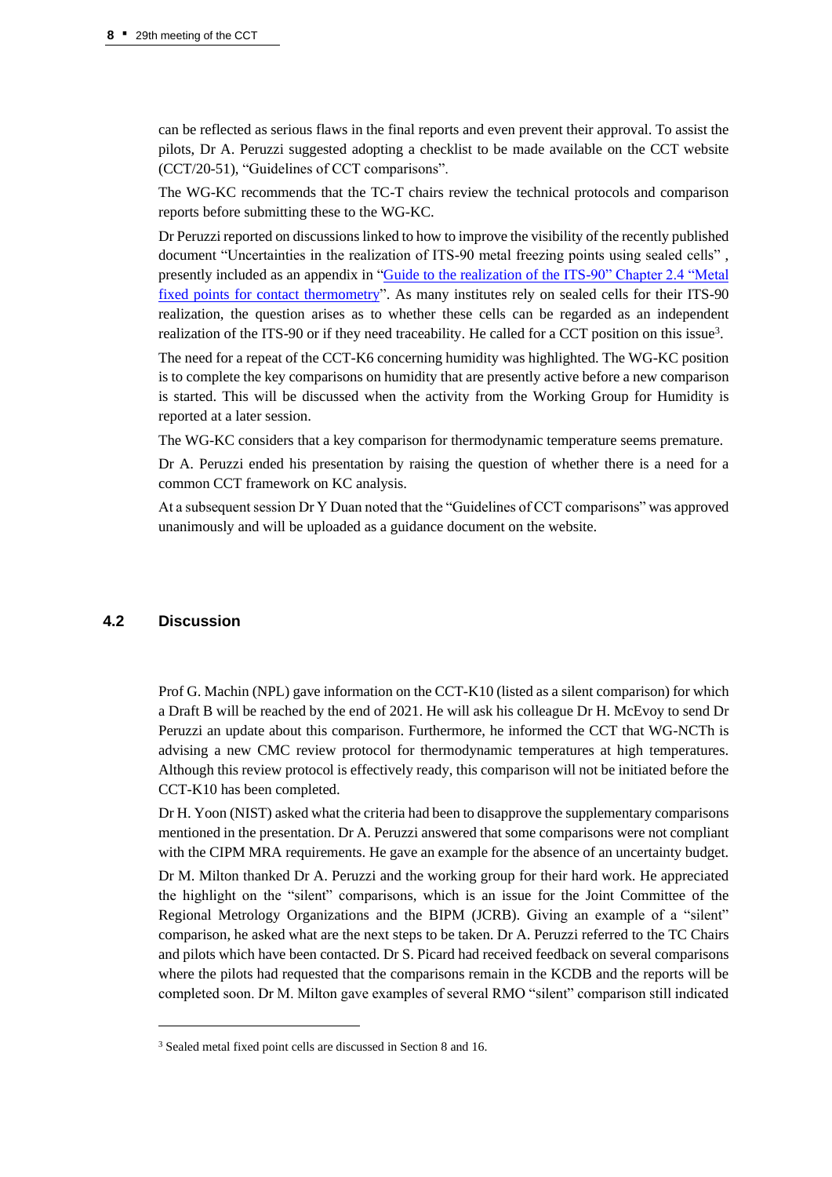can be reflected as serious flaws in the final reports and even prevent their approval. To assist the pilots, Dr A. Peruzzi suggested adopting a checklist to be made available on the CCT website (CCT/20-51), "Guidelines of CCT comparisons".

The WG-KC recommends that the TC-T chairs review the technical protocols and comparison reports before submitting these to the WG-KC.

Dr Peruzzi reported on discussions linked to how to improve the visibility of the recently published document "Uncertainties in the realization of ITS-90 metal freezing points using sealed cells" , presently included as an appendix in "Guide to the realization of the ITS-90" Chapter 2.4 "Metal fixed points for contact thermometry". As many institutes rely on sealed cells for their ITS-90 realization, the question arises as to whether these cells can be regarded as an independent realization of the ITS-90 or if they need traceability. He called for a CCT position on this issue[3].

The need for a repeat of the CCT-K6 concerning humidity was highlighted. The WG-KC position is to complete the key comparisons on humidity that are presently active before a new comparison is started. This will be discussed when the activity from the Working Group for Humidity is reported at a later session.

The WG-KC considers that a key comparison for thermodynamic temperature seems premature.

Dr A. Peruzzi ended his presentation by raising the question of whether there is a need for a common CCT framework on KC analysis.

At a subsequent session Dr Y Duan noted that the "Guidelines of CCT comparisons" was approved unanimously and will be uploaded as a guidance document on the website.

## 4.2 Discussion

Prof G. Machin (NPL) gave information on the CCT-K10 (listed as a silent comparison) for which a Draft B will be reached by the end of 2021. He will ask his colleague Dr H. McEvoy to send Dr Peruzzi an update about this comparison. Furthermore, he informed the CCT that WG-NCTh is advising a new CMC review protocol for thermodynamic temperatures at high temperatures. Although this review protocol is effectively ready, this comparison will not be initiated before the CCT-K10 has been completed.

Dr H. Yoon (NIST) asked what the criteria had been to disapprove the supplementary comparisons mentioned in the presentation. Dr A. Peruzzi answered that some comparisons were not compliant with the CIPM MRA requirements. He gave an example for the absence of an uncertainty budget.

Dr M. Milton thanked Dr A. Peruzzi and the working group for their hard work. He appreciated the highlight on the "silent" comparisons, which is an issue for the Joint Committee of the Regional Metrology Organizations and the BIPM (JCRB). Giving an example of a "silent" comparison, he asked what are the next steps to be taken. Dr A. Peruzzi referred to the TC Chairs and pilots which have been contacted. Dr S. Picard had received feedback on several comparisons where the pilots had requested that the comparisons remain in the KCDB and the reports will be completed soon. Dr M. Milton gave examples of several RMO "silent" comparison still indicated

[3] Sealed metal fixed point cells are discussed in Section 8 and 16.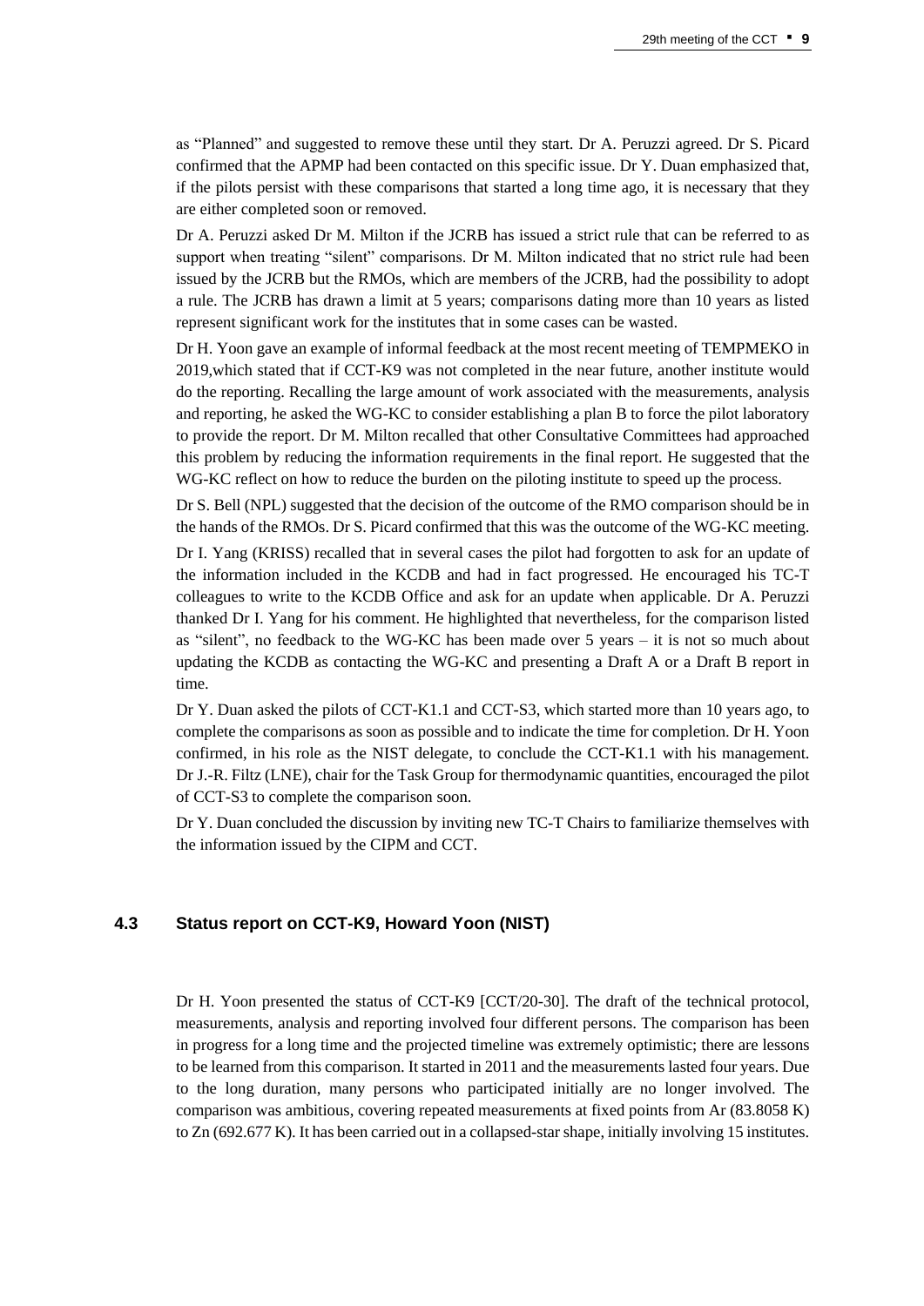as “Planned” and suggested to remove these until they start. Dr A. Peruzzi agreed. Dr S. Picard confirmed that the APMP had been contacted on this specific issue. Dr Y. Duan emphasized that, if the pilots persist with these comparisons that started a long time ago, it is necessary that they are either completed soon or removed.

Dr A. Peruzzi asked Dr M. Milton if the JCRB has issued a strict rule that can be referred to as support when treating “silent” comparisons. Dr M. Milton indicated that no strict rule had been issued by the JCRB but the RMOs, which are members of the JCRB, had the possibility to adopt a rule. The JCRB has drawn a limit at 5 years; comparisons dating more than 10 years as listed represent significant work for the institutes that in some cases can be wasted.

Dr H. Yoon gave an example of informal feedback at the most recent meeting of TEMPMEKO in 2019,which stated that if CCT-K9 was not completed in the near future, another institute would do the reporting. Recalling the large amount of work associated with the measurements, analysis and reporting, he asked the WG-KC to consider establishing a plan B to force the pilot laboratory to provide the report. Dr M. Milton recalled that other Consultative Committees had approached this problem by reducing the information requirements in the final report. He suggested that the WG-KC reflect on how to reduce the burden on the piloting institute to speed up the process.

Dr S. Bell (NPL) suggested that the decision of the outcome of the RMO comparison should be in the hands of the RMOs. Dr S. Picard confirmed that this was the outcome of the WG-KC meeting.

Dr I. Yang (KRISS) recalled that in several cases the pilot had forgotten to ask for an update of the information included in the KCDB and had in fact progressed. He encouraged his TC-T colleagues to write to the KCDB Office and ask for an update when applicable. Dr A. Peruzzi thanked Dr I. Yang for his comment. He highlighted that nevertheless, for the comparison listed as “silent”, no feedback to the WG-KC has been made over 5 years – it is not so much about updating the KCDB as contacting the WG-KC and presenting a Draft A or a Draft B report in time.

Dr Y. Duan asked the pilots of CCT-K1.1 and CCT-S3, which started more than 10 years ago, to complete the comparisons as soon as possible and to indicate the time for completion. Dr H. Yoon confirmed, in his role as the NIST delegate, to conclude the CCT-K1.1 with his management. Dr J.-R. Filtz (LNE), chair for the Task Group for thermodynamic quantities, encouraged the pilot of CCT-S3 to complete the comparison soon.

Dr Y. Duan concluded the discussion by inviting new TC-T Chairs to familiarize themselves with the information issued by the CIPM and CCT.

## 4.3 Status report on CCT-K9, Howard Yoon (NIST)

Dr H. Yoon presented the status of CCT-K9 [CCT/20-30]. The draft of the technical protocol, measurements, analysis and reporting involved four different persons. The comparison has been in progress for a long time and the projected timeline was extremely optimistic; there are lessons to be learned from this comparison. It started in 2011 and the measurements lasted four years. Due to the long duration, many persons who participated initially are no longer involved. The comparison was ambitious, covering repeated measurements at fixed points from Ar (83.8058 K) to Zn (692.677 K). It has been carried out in a collapsed-star shape, initially involving 15 institutes.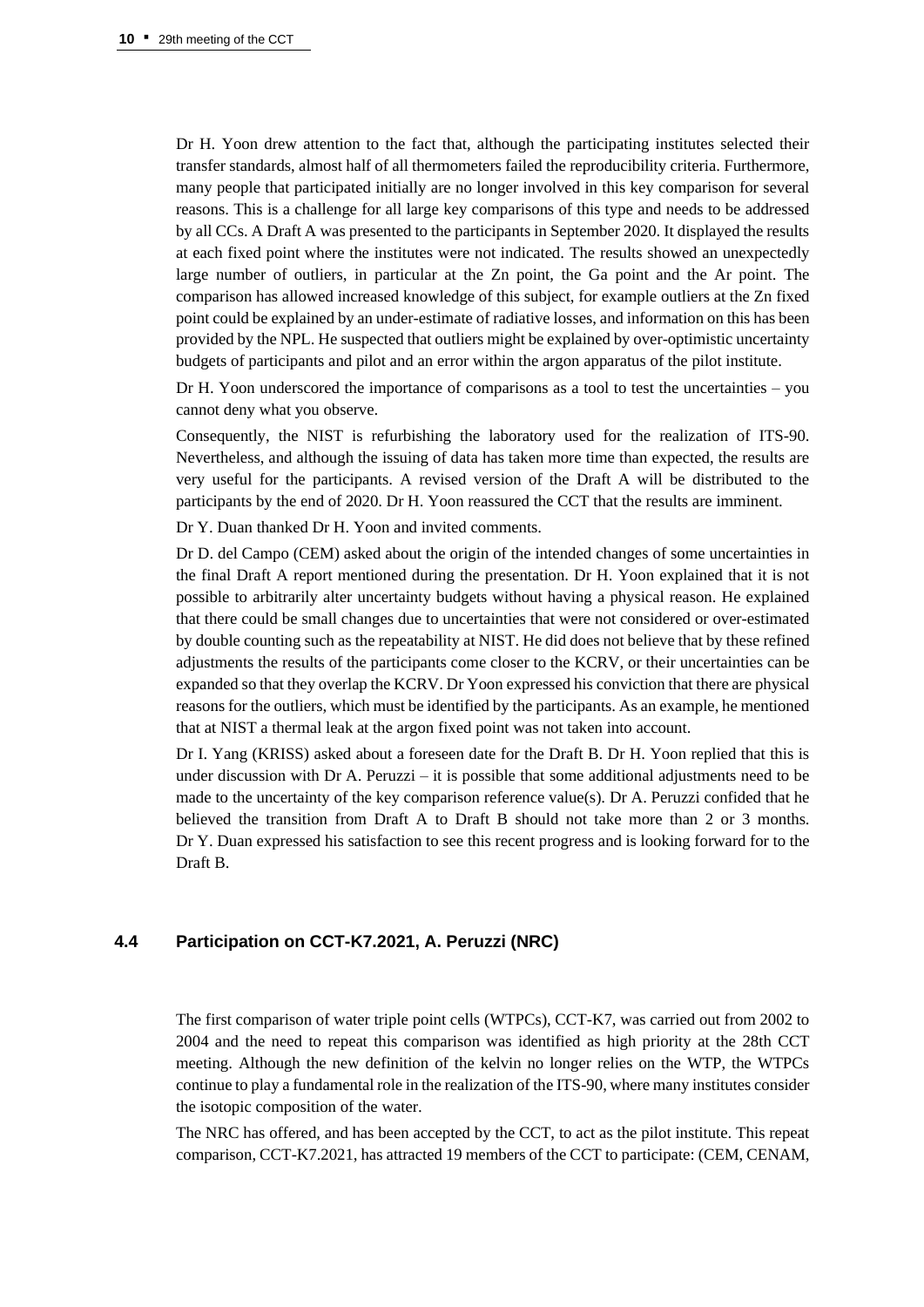Dr H. Yoon drew attention to the fact that, although the participating institutes selected their transfer standards, almost half of all thermometers failed the reproducibility criteria. Furthermore, many people that participated initially are no longer involved in this key comparison for several reasons. This is a challenge for all large key comparisons of this type and needs to be addressed by all CCs. A Draft A was presented to the participants in September 2020. It displayed the results at each fixed point where the institutes were not indicated. The results showed an unexpectedly large number of outliers, in particular at the Zn point, the Ga point and the Ar point. The comparison has allowed increased knowledge of this subject, for example outliers at the Zn fixed point could be explained by an under-estimate of radiative losses, and information on this has been provided by the NPL. He suspected that outliers might be explained by over-optimistic uncertainty budgets of participants and pilot and an error within the argon apparatus of the pilot institute.

Dr H. Yoon underscored the importance of comparisons as a tool to test the uncertainties – you cannot deny what you observe.

Consequently, the NIST is refurbishing the laboratory used for the realization of ITS-90. Nevertheless, and although the issuing of data has taken more time than expected, the results are very useful for the participants. A revised version of the Draft A will be distributed to the participants by the end of 2020. Dr H. Yoon reassured the CCT that the results are imminent.

Dr Y. Duan thanked Dr H. Yoon and invited comments.

Dr D. del Campo (CEM) asked about the origin of the intended changes of some uncertainties in the final Draft A report mentioned during the presentation. Dr H. Yoon explained that it is not possible to arbitrarily alter uncertainty budgets without having a physical reason. He explained that there could be small changes due to uncertainties that were not considered or over-estimated by double counting such as the repeatability at NIST. He did does not believe that by these refined adjustments the results of the participants come closer to the KCRV, or their uncertainties can be expanded so that they overlap the KCRV. Dr Yoon expressed his conviction that there are physical reasons for the outliers, which must be identified by the participants. As an example, he mentioned that at NIST a thermal leak at the argon fixed point was not taken into account.

Dr I. Yang (KRISS) asked about a foreseen date for the Draft B. Dr H. Yoon replied that this is under discussion with Dr A. Peruzzi – it is possible that some additional adjustments need to be made to the uncertainty of the key comparison reference value(s). Dr A. Peruzzi confided that he believed the transition from Draft A to Draft B should not take more than 2 or 3 months. Dr Y. Duan expressed his satisfaction to see this recent progress and is looking forward for to the Draft B.

## 4.4 Participation on CCT-K7.2021, A. Peruzzi (NRC)

The first comparison of water triple point cells (WTPCs), CCT-K7, was carried out from 2002 to 2004 and the need to repeat this comparison was identified as high priority at the 28th CCT meeting. Although the new definition of the kelvin no longer relies on the WTP, the WTPCs continue to play a fundamental role in the realization of the ITS-90, where many institutes consider the isotopic composition of the water.

The NRC has offered, and has been accepted by the CCT, to act as the pilot institute. This repeat comparison, CCT-K7.2021, has attracted 19 members of the CCT to participate: (CEM, CENAM,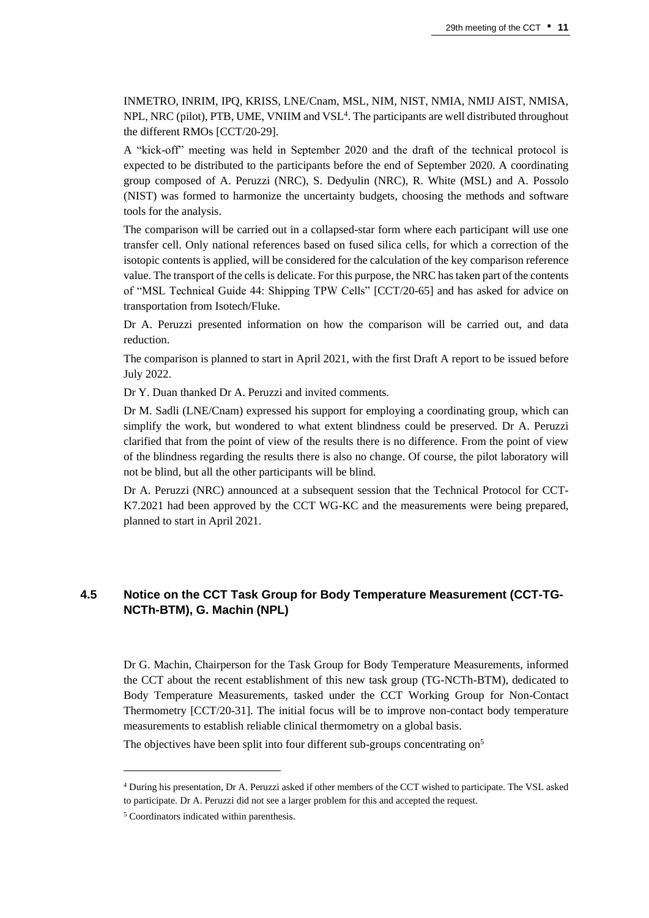INMETRO, INRIM, IPQ, KRISS, LNE/Cnam, MSL, NIM, NIST, NMIA, NMIJ AIST, NMISA, NPL, NRC (pilot), PTB, UME, VNIIM and VSL[4]. The participants are well distributed throughout the different RMOs [CCT/20-29].

A "kick-off" meeting was held in September 2020 and the draft of the technical protocol is expected to be distributed to the participants before the end of September 2020. A coordinating group composed of A. Peruzzi (NRC), S. Dedyulin (NRC), R. White (MSL) and A. Possolo (NIST) was formed to harmonize the uncertainty budgets, choosing the methods and software tools for the analysis.

The comparison will be carried out in a collapsed-star form where each participant will use one transfer cell. Only national references based on fused silica cells, for which a correction of the isotopic contents is applied, will be considered for the calculation of the key comparison reference value. The transport of the cells is delicate. For this purpose, the NRC has taken part of the contents of "MSL Technical Guide 44: Shipping TPW Cells" [CCT/20-65] and has asked for advice on transportation from Isotech/Fluke.

Dr A. Peruzzi presented information on how the comparison will be carried out, and data reduction.

The comparison is planned to start in April 2021, with the first Draft A report to be issued before July 2022.

Dr Y. Duan thanked Dr A. Peruzzi and invited comments.

Dr M. Sadli (LNE/Cnam) expressed his support for employing a coordinating group, which can simplify the work, but wondered to what extent blindness could be preserved. Dr A. Peruzzi clarified that from the point of view of the results there is no difference. From the point of view of the blindness regarding the results there is also no change. Of course, the pilot laboratory will not be blind, but all the other participants will be blind.

Dr A. Peruzzi (NRC) announced at a subsequent session that the Technical Protocol for CCT-K7.2021 had been approved by the CCT WG-KC and the measurements were being prepared, planned to start in April 2021.

## 4.5 Notice on the CCT Task Group for Body Temperature Measurement (CCT-TG-NCTh-BTM), G. Machin (NPL)

Dr G. Machin, Chairperson for the Task Group for Body Temperature Measurements, informed the CCT about the recent establishment of this new task group (TG-NCTh-BTM), dedicated to Body Temperature Measurements, tasked under the CCT Working Group for Non-Contact Thermometry [CCT/20-31]. The initial focus will be to improve non-contact body temperature measurements to establish reliable clinical thermometry on a global basis.

The objectives have been split into four different sub-groups concentrating on[5]

---

[4] During his presentation, Dr A. Peruzzi asked if other members of the CCT wished to participate. The VSL asked to participate. Dr A. Peruzzi did not see a larger problem for this and accepted the request.

[5] Coordinators indicated within parenthesis.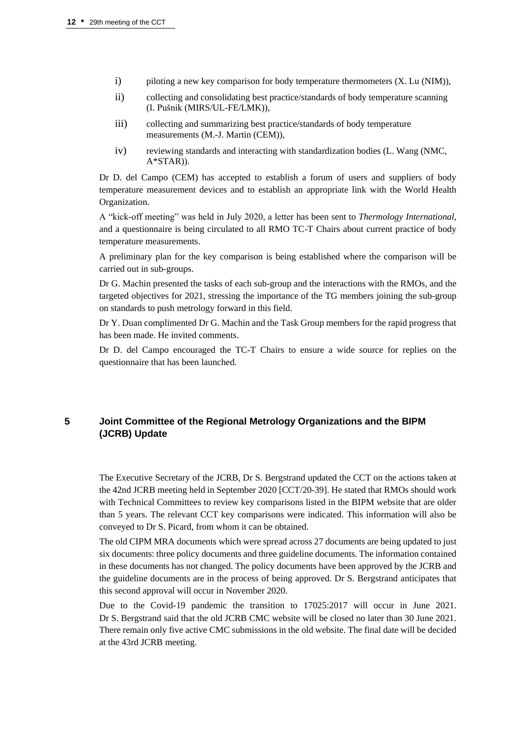i) piloting a new key comparison for body temperature thermometers (X. Lu (NIM)),

ii) collecting and consolidating best practice/standards of body temperature scanning (I. Pušnik (MIRS/UL-FE/LMK)),

iii) collecting and summarizing best practice/standards of body temperature measurements (M.-J. Martin (CEM)),

iv) reviewing standards and interacting with standardization bodies (L. Wang (NMC, A*STAR)).

Dr D. del Campo (CEM) has accepted to establish a forum of users and suppliers of body temperature measurement devices and to establish an appropriate link with the World Health Organization.

A "kick-off meeting" was held in July 2020, a letter has been sent to *Thermology International*, and a questionnaire is being circulated to all RMO TC-T Chairs about current practice of body temperature measurements.

A preliminary plan for the key comparison is being established where the comparison will be carried out in sub-groups.

Dr G. Machin presented the tasks of each sub-group and the interactions with the RMOs, and the targeted objectives for 2021, stressing the importance of the TG members joining the sub-group on standards to push metrology forward in this field.

Dr Y. Duan complimented Dr G. Machin and the Task Group members for the rapid progress that has been made. He invited comments.

Dr D. del Campo encouraged the TC-T Chairs to ensure a wide source for replies on the questionnaire that has been launched.

## 5 Joint Committee of the Regional Metrology Organizations and the BIPM (JCRB) Update

The Executive Secretary of the JCRB, Dr S. Bergstrand updated the CCT on the actions taken at the 42nd JCRB meeting held in September 2020 [CCT/20-39]. He stated that RMOs should work with Technical Committees to review key comparisons listed in the BIPM website that are older than 5 years. The relevant CCT key comparisons were indicated. This information will also be conveyed to Dr S. Picard, from whom it can be obtained.

The old CIPM MRA documents which were spread across 27 documents are being updated to just six documents: three policy documents and three guideline documents. The information contained in these documents has not changed. The policy documents have been approved by the JCRB and the guideline documents are in the process of being approved. Dr S. Bergstrand anticipates that this second approval will occur in November 2020.

Due to the Covid-19 pandemic the transition to 17025:2017 will occur in June 2021. Dr S. Bergstrand said that the old JCRB CMC website will be closed no later than 30 June 2021. There remain only five active CMC submissions in the old website. The final date will be decided at the 43rd JCRB meeting.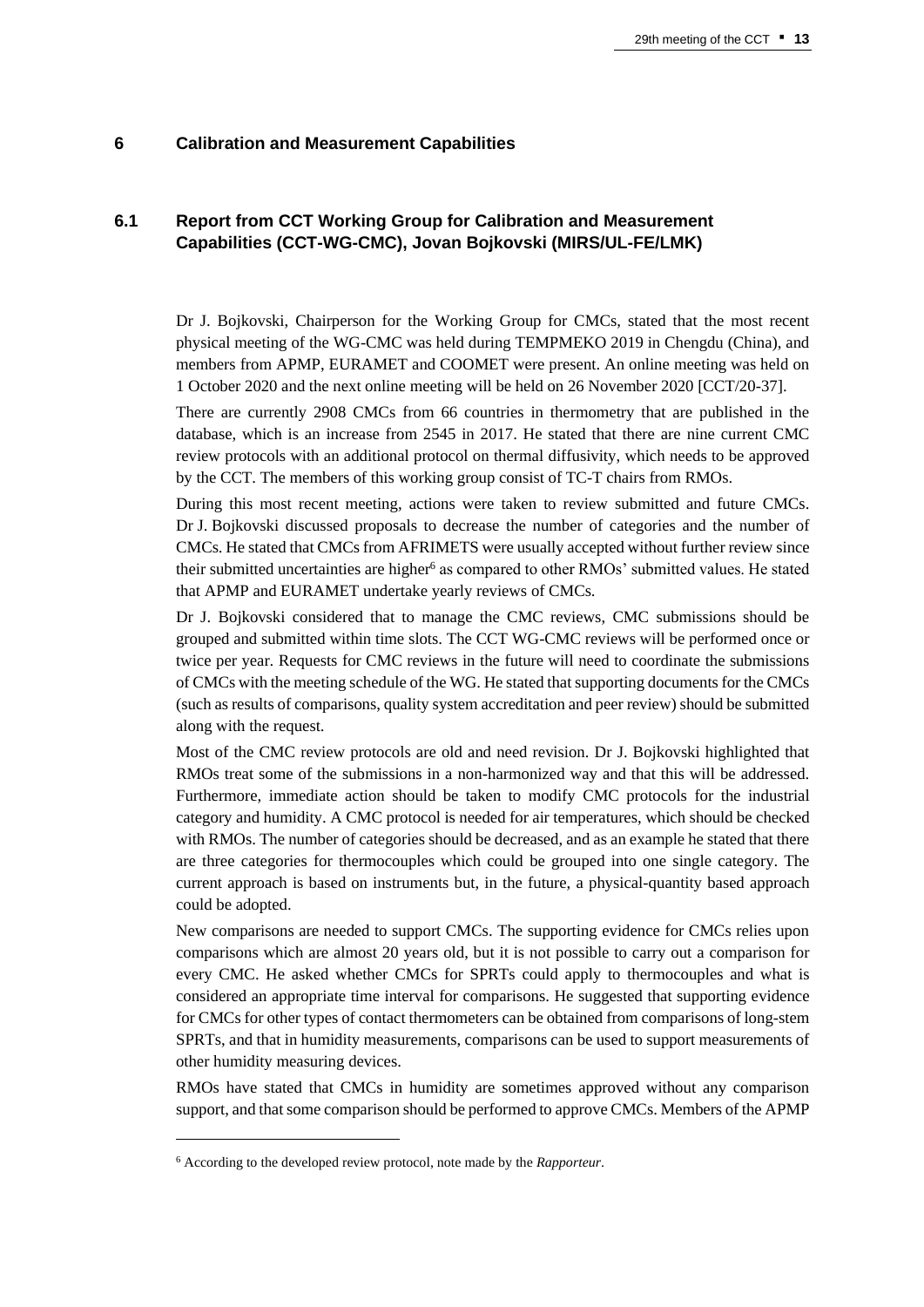## 6 Calibration and Measurement Capabilities

### 6.1 Report from CCT Working Group for Calibration and Measurement Capabilities (CCT-WG-CMC), Jovan Bojkovski (MIRS/UL-FE/LMK)

Dr J. Bojkovski, Chairperson for the Working Group for CMCs, stated that the most recent physical meeting of the WG-CMC was held during TEMPMEKO 2019 in Chengdu (China), and members from APMP, EURAMET and COOMET were present. An online meeting was held on 1 October 2020 and the next online meeting will be held on 26 November 2020 [CCT/20-37].

There are currently 2908 CMCs from 66 countries in thermometry that are published in the database, which is an increase from 2545 in 2017. He stated that there are nine current CMC review protocols with an additional protocol on thermal diffusivity, which needs to be approved by the CCT. The members of this working group consist of TC-T chairs from RMOs.

During this most recent meeting, actions were taken to review submitted and future CMCs. Dr J. Bojkovski discussed proposals to decrease the number of categories and the number of CMCs. He stated that CMCs from AFRIMETS were usually accepted without further review since their submitted uncertainties are higher[6] as compared to other RMOs' submitted values. He stated that APMP and EURAMET undertake yearly reviews of CMCs.

Dr J. Bojkovski considered that to manage the CMC reviews, CMC submissions should be grouped and submitted within time slots. The CCT WG-CMC reviews will be performed once or twice per year. Requests for CMC reviews in the future will need to coordinate the submissions of CMCs with the meeting schedule of the WG. He stated that supporting documents for the CMCs (such as results of comparisons, quality system accreditation and peer review) should be submitted along with the request.

Most of the CMC review protocols are old and need revision. Dr J. Bojkovski highlighted that RMOs treat some of the submissions in a non-harmonized way and that this will be addressed. Furthermore, immediate action should be taken to modify CMC protocols for the industrial category and humidity. A CMC protocol is needed for air temperatures, which should be checked with RMOs. The number of categories should be decreased, and as an example he stated that there are three categories for thermocouples which could be grouped into one single category. The current approach is based on instruments but, in the future, a physical-quantity based approach could be adopted.

New comparisons are needed to support CMCs. The supporting evidence for CMCs relies upon comparisons which are almost 20 years old, but it is not possible to carry out a comparison for every CMC. He asked whether CMCs for SPRTs could apply to thermocouples and what is considered an appropriate time interval for comparisons. He suggested that supporting evidence for CMCs for other types of contact thermometers can be obtained from comparisons of long-stem SPRTs, and that in humidity measurements, comparisons can be used to support measurements of other humidity measuring devices.

RMOs have stated that CMCs in humidity are sometimes approved without any comparison support, and that some comparison should be performed to approve CMCs. Members of the APMP

---

[6] According to the developed review protocol, note made by the *Rapporteur*.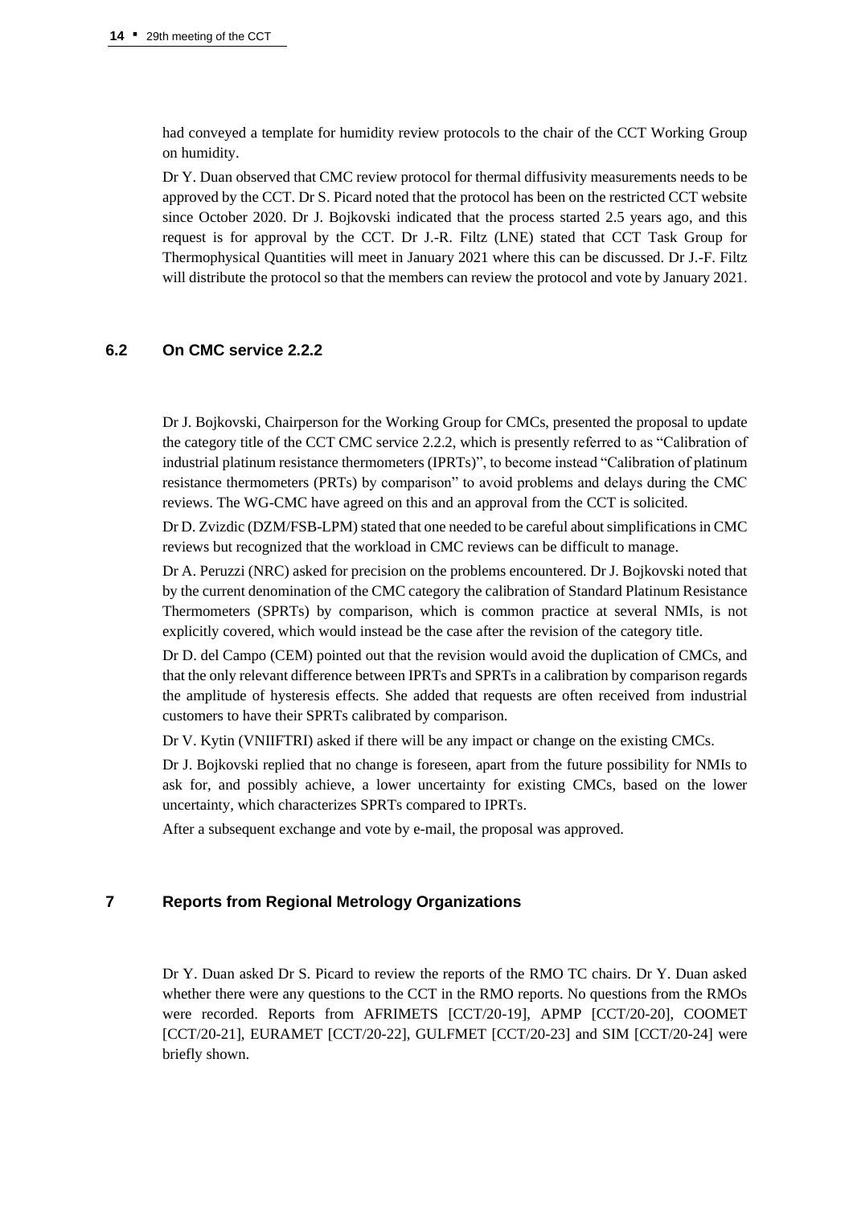had conveyed a template for humidity review protocols to the chair of the CCT Working Group on humidity.

Dr Y. Duan observed that CMC review protocol for thermal diffusivity measurements needs to be approved by the CCT. Dr S. Picard noted that the protocol has been on the restricted CCT website since October 2020. Dr J. Bojkovski indicated that the process started 2.5 years ago, and this request is for approval by the CCT. Dr J.-R. Filtz (LNE) stated that CCT Task Group for Thermophysical Quantities will meet in January 2021 where this can be discussed. Dr J.-F. Filtz will distribute the protocol so that the members can review the protocol and vote by January 2021.

### 6.2 On CMC service 2.2.2

Dr J. Bojkovski, Chairperson for the Working Group for CMCs, presented the proposal to update the category title of the CCT CMC service 2.2.2, which is presently referred to as "Calibration of industrial platinum resistance thermometers (IPRTs)", to become instead "Calibration of platinum resistance thermometers (PRTs) by comparison" to avoid problems and delays during the CMC reviews. The WG-CMC have agreed on this and an approval from the CCT is solicited.

Dr D. Zvizdic (DZM/FSB-LPM) stated that one needed to be careful about simplifications in CMC reviews but recognized that the workload in CMC reviews can be difficult to manage.

Dr A. Peruzzi (NRC) asked for precision on the problems encountered. Dr J. Bojkovski noted that by the current denomination of the CMC category the calibration of Standard Platinum Resistance Thermometers (SPRTs) by comparison, which is common practice at several NMIs, is not explicitly covered, which would instead be the case after the revision of the category title.

Dr D. del Campo (CEM) pointed out that the revision would avoid the duplication of CMCs, and that the only relevant difference between IPRTs and SPRTs in a calibration by comparison regards the amplitude of hysteresis effects. She added that requests are often received from industrial customers to have their SPRTs calibrated by comparison.

Dr V. Kytin (VNIIFTRI) asked if there will be any impact or change on the existing CMCs.

Dr J. Bojkovski replied that no change is foreseen, apart from the future possibility for NMIs to ask for, and possibly achieve, a lower uncertainty for existing CMCs, based on the lower uncertainty, which characterizes SPRTs compared to IPRTs.

After a subsequent exchange and vote by e-mail, the proposal was approved.

## 7 Reports from Regional Metrology Organizations

Dr Y. Duan asked Dr S. Picard to review the reports of the RMO TC chairs. Dr Y. Duan asked whether there were any questions to the CCT in the RMO reports. No questions from the RMOs were recorded. Reports from AFRIMETS [CCT/20-19], APMP [CCT/20-20], COOMET [CCT/20-21], EURAMET [CCT/20-22], GULFMET [CCT/20-23] and SIM [CCT/20-24] were briefly shown.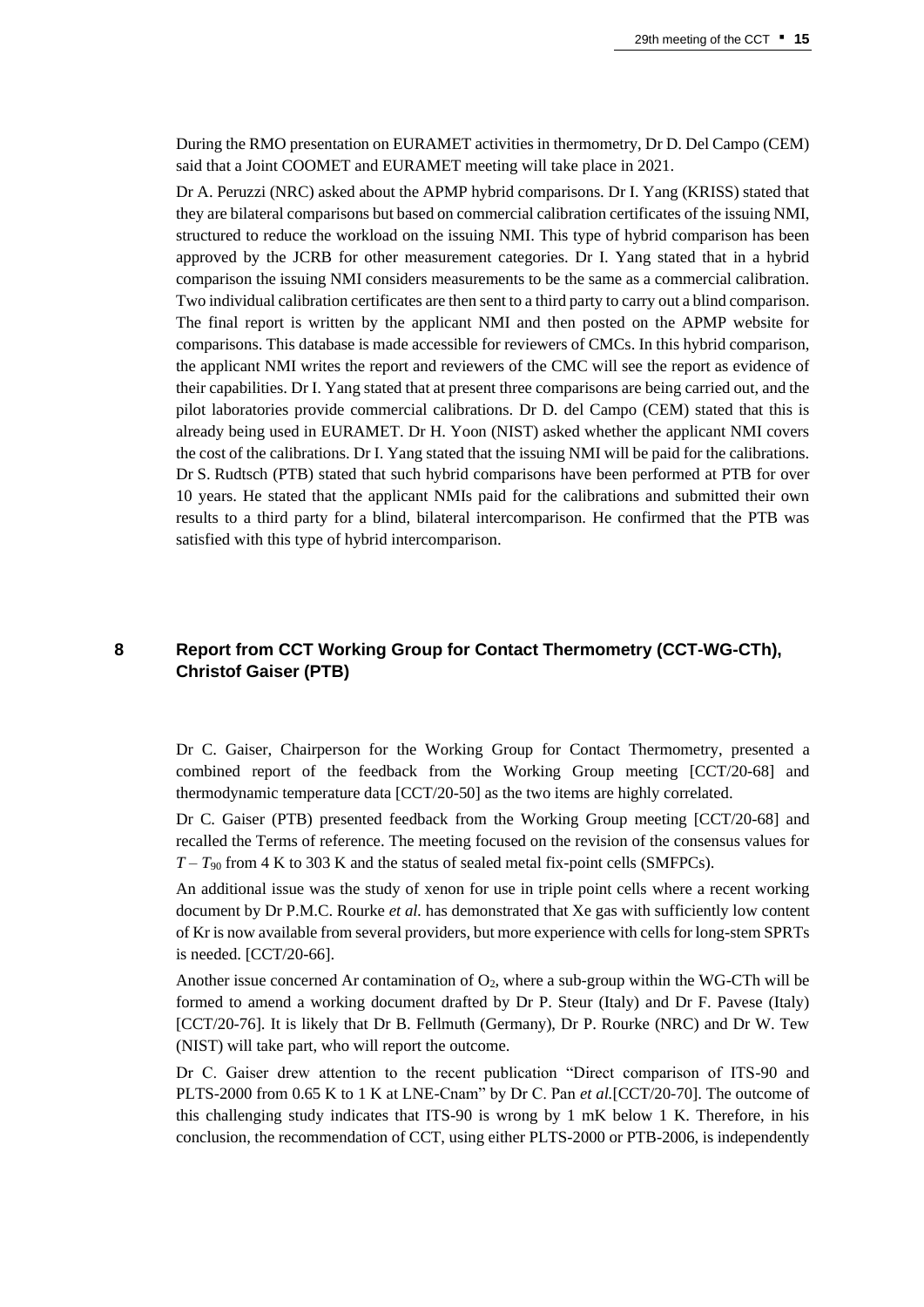During the RMO presentation on EURAMET activities in thermometry, Dr D. Del Campo (CEM) said that a Joint COOMET and EURAMET meeting will take place in 2021.

Dr A. Peruzzi (NRC) asked about the APMP hybrid comparisons. Dr I. Yang (KRISS) stated that they are bilateral comparisons but based on commercial calibration certificates of the issuing NMI, structured to reduce the workload on the issuing NMI. This type of hybrid comparison has been approved by the JCRB for other measurement categories. Dr I. Yang stated that in a hybrid comparison the issuing NMI considers measurements to be the same as a commercial calibration. Two individual calibration certificates are then sent to a third party to carry out a blind comparison. The final report is written by the applicant NMI and then posted on the APMP website for comparisons. This database is made accessible for reviewers of CMCs. In this hybrid comparison, the applicant NMI writes the report and reviewers of the CMC will see the report as evidence of their capabilities. Dr I. Yang stated that at present three comparisons are being carried out, and the pilot laboratories provide commercial calibrations. Dr D. del Campo (CEM) stated that this is already being used in EURAMET. Dr H. Yoon (NIST) asked whether the applicant NMI covers the cost of the calibrations. Dr I. Yang stated that the issuing NMI will be paid for the calibrations. Dr S. Rudtsch (PTB) stated that such hybrid comparisons have been performed at PTB for over 10 years. He stated that the applicant NMIs paid for the calibrations and submitted their own results to a third party for a blind, bilateral intercomparison. He confirmed that the PTB was satisfied with this type of hybrid intercomparison.

## 8 Report from CCT Working Group for Contact Thermometry (CCT-WG-CTh), Christof Gaiser (PTB)

Dr C. Gaiser, Chairperson for the Working Group for Contact Thermometry, presented a combined report of the feedback from the Working Group meeting [CCT/20-68] and thermodynamic temperature data [CCT/20-50] as the two items are highly correlated.

Dr C. Gaiser (PTB) presented feedback from the Working Group meeting [CCT/20-68] and recalled the Terms of reference. The meeting focused on the revision of the consensus values for $T - T_{90}$ from 4 K to 303 K and the status of sealed metal fix-point cells (SMFPCs).

An additional issue was the study of xenon for use in triple point cells where a recent working document by Dr P.M.C. Rourke *et al.* has demonstrated that Xe gas with sufficiently low content of Kr is now available from several providers, but more experience with cells for long-stem SPRTs is needed. [CCT/20-66].

Another issue concerned Ar contamination of $O_2$, where a sub-group within the WG-CTh will be formed to amend a working document drafted by Dr P. Steur (Italy) and Dr F. Pavese (Italy) [CCT/20-76]. It is likely that Dr B. Fellmuth (Germany), Dr P. Rourke (NRC) and Dr W. Tew (NIST) will take part, who will report the outcome.

Dr C. Gaiser drew attention to the recent publication "Direct comparison of ITS-90 and PLTS-2000 from 0.65 K to 1 K at LNE-Cnam" by Dr C. Pan *et al.*[CCT/20-70]. The outcome of this challenging study indicates that ITS-90 is wrong by 1 mK below 1 K. Therefore, in his conclusion, the recommendation of CCT, using either PLTS-2000 or PTB-2006, is independently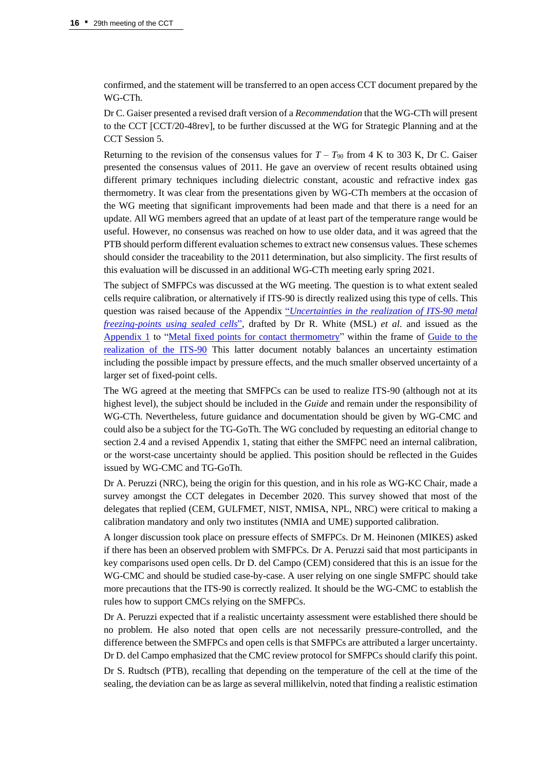confirmed, and the statement will be transferred to an open access CCT document prepared by the WG-CTh.

Dr C. Gaiser presented a revised draft version of a *Recommendation* that the WG-CTh will present to the CCT [CCT/20-48rev], to be further discussed at the WG for Strategic Planning and at the CCT Session 5.

Returning to the revision of the consensus values for $T - T_{90}$ from 4 K to 303 K, Dr C. Gaiser presented the consensus values of 2011. He gave an overview of recent results obtained using different primary techniques including dielectric constant, acoustic and refractive index gas thermometry. It was clear from the presentations given by WG-CTh members at the occasion of the WG meeting that significant improvements had been made and that there is a need for an update. All WG members agreed that an update of at least part of the temperature range would be useful. However, no consensus was reached on how to use older data, and it was agreed that the PTB should perform different evaluation schemes to extract new consensus values. These schemes should consider the traceability to the 2011 determination, but also simplicity. The first results of this evaluation will be discussed in an additional WG-CTh meeting early spring 2021.

The subject of SMFPCs was discussed at the WG meeting. The question is to what extent sealed cells require calibration, or alternatively if ITS-90 is directly realized using this type of cells. This question was raised because of the Appendix "*Uncertainties in the realization of ITS-90 metal freezing-points using sealed cells*", drafted by Dr R. White (MSL) *et al*. and issued as the Appendix 1 to "Metal fixed points for contact thermometry" within the frame of Guide to the realization of the ITS-90 This latter document notably balances an uncertainty estimation including the possible impact by pressure effects, and the much smaller observed uncertainty of a larger set of fixed-point cells.

The WG agreed at the meeting that SMFPCs can be used to realize ITS-90 (although not at its highest level), the subject should be included in the *Guide* and remain under the responsibility of WG-CTh. Nevertheless, future guidance and documentation should be given by WG-CMC and could also be a subject for the TG-GoTh. The WG concluded by requesting an editorial change to section 2.4 and a revised Appendix 1, stating that either the SMFPC need an internal calibration, or the worst-case uncertainty should be applied. This position should be reflected in the Guides issued by WG-CMC and TG-GoTh.

Dr A. Peruzzi (NRC), being the origin for this question, and in his role as WG-KC Chair, made a survey amongst the CCT delegates in December 2020. This survey showed that most of the delegates that replied (CEM, GULFMET, NIST, NMISA, NPL, NRC) were critical to making a calibration mandatory and only two institutes (NMIA and UME) supported calibration.

A longer discussion took place on pressure effects of SMFPCs. Dr M. Heinonen (MIKES) asked if there has been an observed problem with SMFPCs. Dr A. Peruzzi said that most participants in key comparisons used open cells. Dr D. del Campo (CEM) considered that this is an issue for the WG-CMC and should be studied case-by-case. A user relying on one single SMFPC should take more precautions that the ITS-90 is correctly realized. It should be the WG-CMC to establish the rules how to support CMCs relying on the SMFPCs.

Dr A. Peruzzi expected that if a realistic uncertainty assessment were established there should be no problem. He also noted that open cells are not necessarily pressure-controlled, and the difference between the SMFPCs and open cells is that SMFPCs are attributed a larger uncertainty. Dr D. del Campo emphasized that the CMC review protocol for SMFPCs should clarify this point.

Dr S. Rudtsch (PTB), recalling that depending on the temperature of the cell at the time of the sealing, the deviation can be as large as several millikelvin, noted that finding a realistic estimation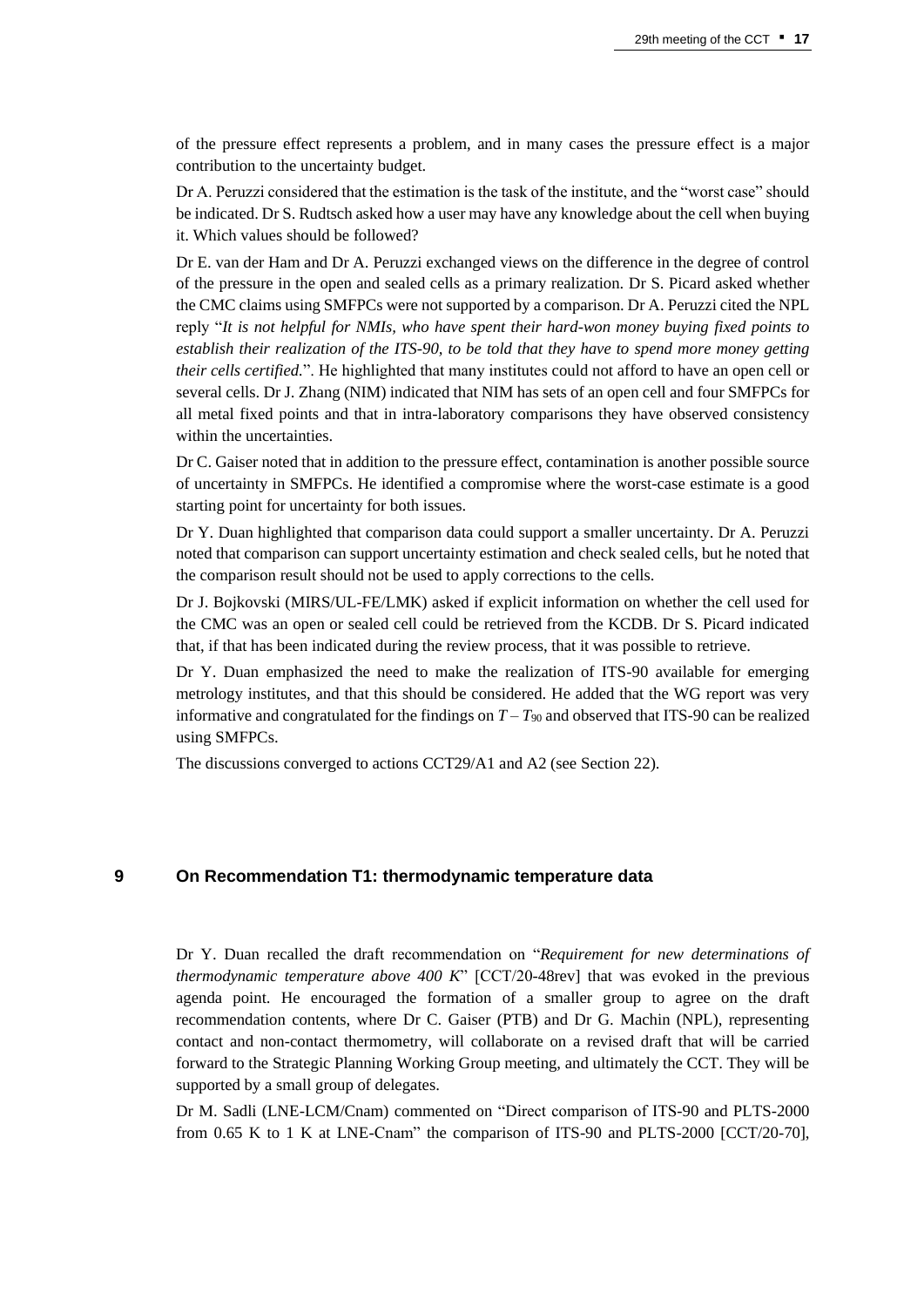of the pressure effect represents a problem, and in many cases the pressure effect is a major contribution to the uncertainty budget.

Dr A. Peruzzi considered that the estimation is the task of the institute, and the "worst case" should be indicated. Dr S. Rudtsch asked how a user may have any knowledge about the cell when buying it. Which values should be followed?

Dr E. van der Ham and Dr A. Peruzzi exchanged views on the difference in the degree of control of the pressure in the open and sealed cells as a primary realization. Dr S. Picard asked whether the CMC claims using SMFPCs were not supported by a comparison. Dr A. Peruzzi cited the NPL reply "*It is not helpful for NMIs, who have spent their hard-won money buying fixed points to establish their realization of the ITS-90, to be told that they have to spend more money getting their cells certified.*". He highlighted that many institutes could not afford to have an open cell or several cells. Dr J. Zhang (NIM) indicated that NIM has sets of an open cell and four SMFPCs for all metal fixed points and that in intra-laboratory comparisons they have observed consistency within the uncertainties.

Dr C. Gaiser noted that in addition to the pressure effect, contamination is another possible source of uncertainty in SMFPCs. He identified a compromise where the worst-case estimate is a good starting point for uncertainty for both issues.

Dr Y. Duan highlighted that comparison data could support a smaller uncertainty. Dr A. Peruzzi noted that comparison can support uncertainty estimation and check sealed cells, but he noted that the comparison result should not be used to apply corrections to the cells.

Dr J. Bojkovski (MIRS/UL-FE/LMK) asked if explicit information on whether the cell used for the CMC was an open or sealed cell could be retrieved from the KCDB. Dr S. Picard indicated that, if that has been indicated during the review process, that it was possible to retrieve.

Dr Y. Duan emphasized the need to make the realization of ITS-90 available for emerging metrology institutes, and that this should be considered. He added that the WG report was very informative and congratulated for the findings on $T - T_{90}$ and observed that ITS-90 can be realized using SMFPCs.

The discussions converged to actions CCT29/A1 and A2 (see Section 22).

## 9 On Recommendation T1: thermodynamic temperature data

Dr Y. Duan recalled the draft recommendation on "*Requirement for new determinations of thermodynamic temperature above 400 K*" [CCT/20-48rev] that was evoked in the previous agenda point. He encouraged the formation of a smaller group to agree on the draft recommendation contents, where Dr C. Gaiser (PTB) and Dr G. Machin (NPL), representing contact and non-contact thermometry, will collaborate on a revised draft that will be carried forward to the Strategic Planning Working Group meeting, and ultimately the CCT. They will be supported by a small group of delegates.

Dr M. Sadli (LNE-LCM/Cnam) commented on "Direct comparison of ITS-90 and PLTS-2000 from 0.65 K to 1 K at LNE-Cnam" the comparison of ITS-90 and PLTS-2000 [CCT/20-70],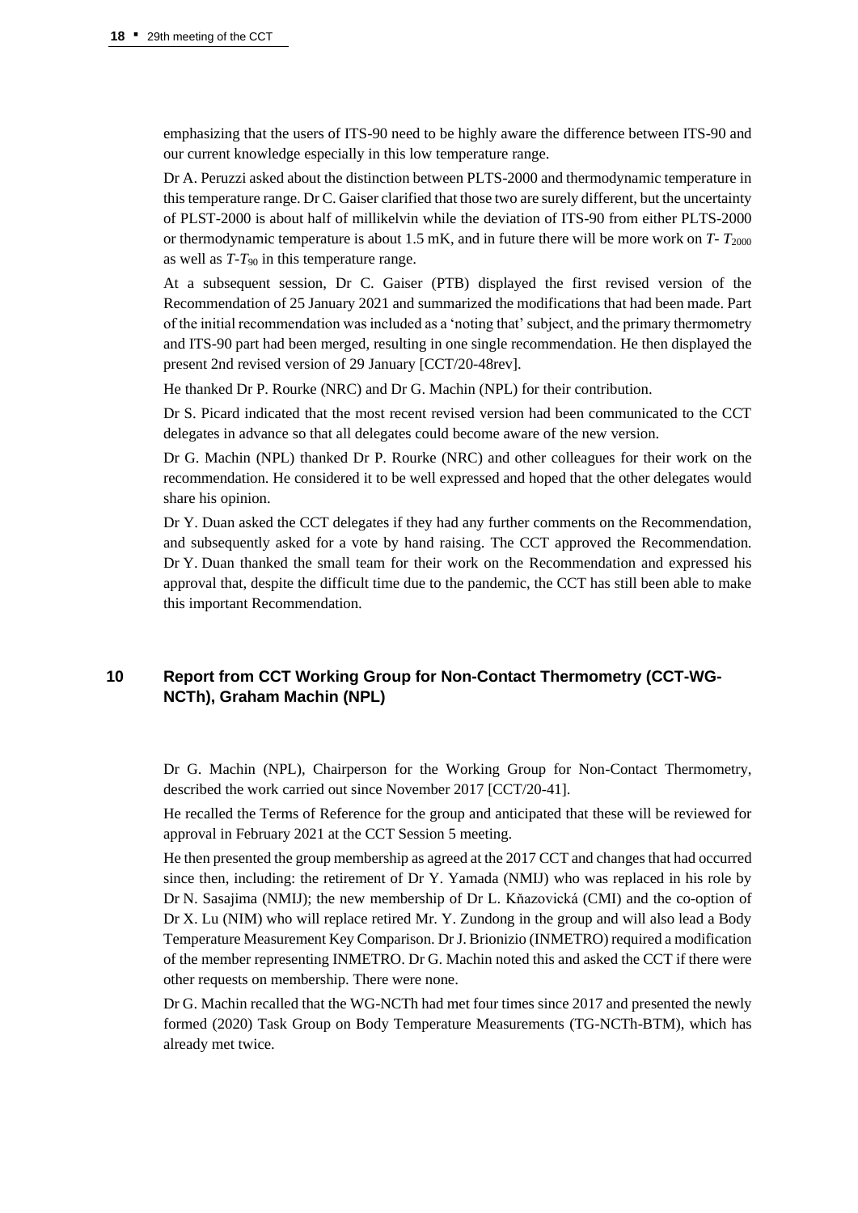emphasizing that the users of ITS-90 need to be highly aware the difference between ITS-90 and our current knowledge especially in this low temperature range.

Dr A. Peruzzi asked about the distinction between PLTS-2000 and thermodynamic temperature in this temperature range. Dr C. Gaiser clarified that those two are surely different, but the uncertainty of PLST-2000 is about half of millikelvin while the deviation of ITS-90 from either PLTS-2000 or thermodynamic temperature is about 1.5 mK, and in future there will be more work on $T$- $T_{2000}$ as well as $T$-$T_{90}$ in this temperature range.

At a subsequent session, Dr C. Gaiser (PTB) displayed the first revised version of the Recommendation of 25 January 2021 and summarized the modifications that had been made. Part of the initial recommendation was included as a 'noting that' subject, and the primary thermometry and ITS-90 part had been merged, resulting in one single recommendation. He then displayed the present 2nd revised version of 29 January [CCT/20-48rev].

He thanked Dr P. Rourke (NRC) and Dr G. Machin (NPL) for their contribution.

Dr S. Picard indicated that the most recent revised version had been communicated to the CCT delegates in advance so that all delegates could become aware of the new version.

Dr G. Machin (NPL) thanked Dr P. Rourke (NRC) and other colleagues for their work on the recommendation. He considered it to be well expressed and hoped that the other delegates would share his opinion.

Dr Y. Duan asked the CCT delegates if they had any further comments on the Recommendation, and subsequently asked for a vote by hand raising. The CCT approved the Recommendation. Dr Y. Duan thanked the small team for their work on the Recommendation and expressed his approval that, despite the difficult time due to the pandemic, the CCT has still been able to make this important Recommendation.

## 10 Report from CCT Working Group for Non-Contact Thermometry (CCT-WG-NCTh), Graham Machin (NPL)

Dr G. Machin (NPL), Chairperson for the Working Group for Non-Contact Thermometry, described the work carried out since November 2017 [CCT/20-41].

He recalled the Terms of Reference for the group and anticipated that these will be reviewed for approval in February 2021 at the CCT Session 5 meeting.

He then presented the group membership as agreed at the 2017 CCT and changes that had occurred since then, including: the retirement of Dr Y. Yamada (NMIJ) who was replaced in his role by Dr N. Sasajima (NMIJ); the new membership of Dr L. Kňazovická (CMI) and the co-option of Dr X. Lu (NIM) who will replace retired Mr. Y. Zundong in the group and will also lead a Body Temperature Measurement Key Comparison. Dr J. Brionizio (INMETRO) required a modification of the member representing INMETRO. Dr G. Machin noted this and asked the CCT if there were other requests on membership. There were none.

Dr G. Machin recalled that the WG-NCTh had met four times since 2017 and presented the newly formed (2020) Task Group on Body Temperature Measurements (TG-NCTh-BTM), which has already met twice.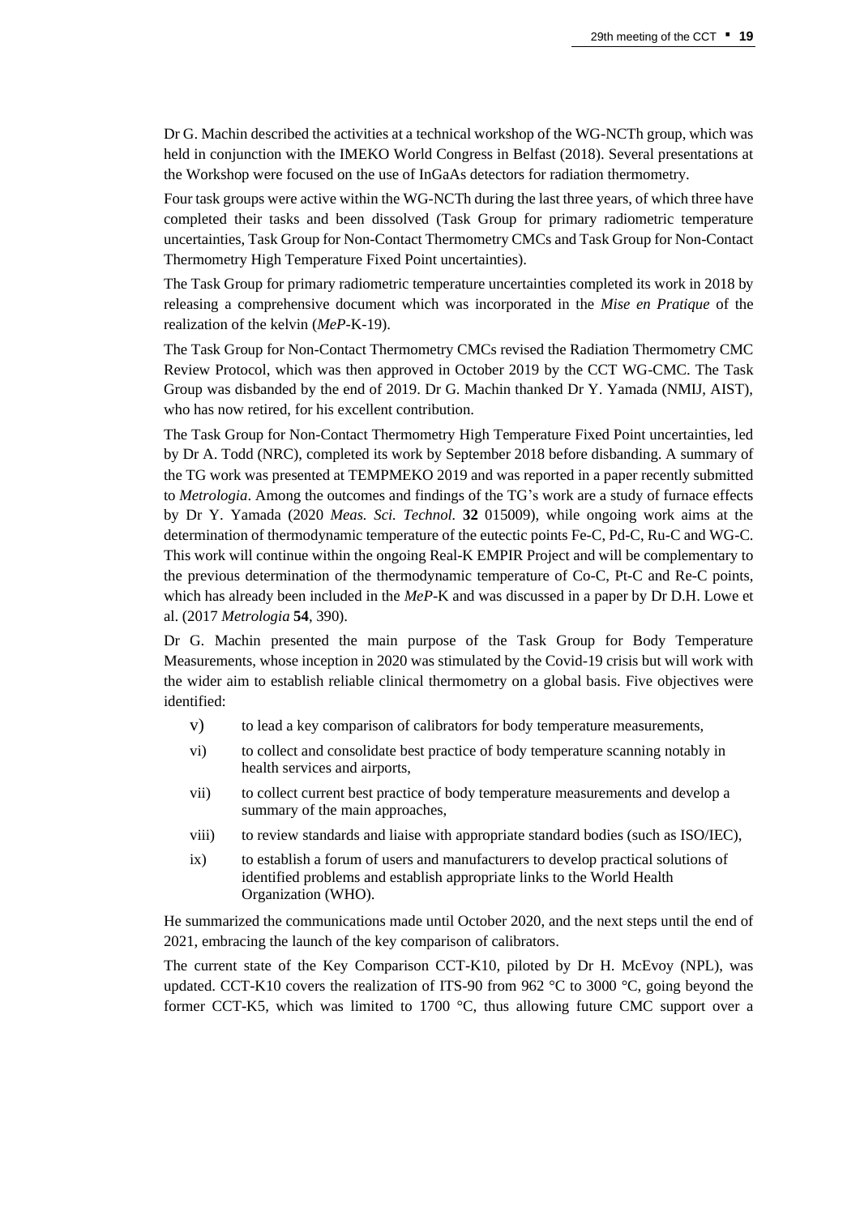Dr G. Machin described the activities at a technical workshop of the WG-NCTh group, which was held in conjunction with the IMEKO World Congress in Belfast (2018). Several presentations at the Workshop were focused on the use of InGaAs detectors for radiation thermometry.

Four task groups were active within the WG-NCTh during the last three years, of which three have completed their tasks and been dissolved (Task Group for primary radiometric temperature uncertainties, Task Group for Non-Contact Thermometry CMCs and Task Group for Non-Contact Thermometry High Temperature Fixed Point uncertainties).

The Task Group for primary radiometric temperature uncertainties completed its work in 2018 by releasing a comprehensive document which was incorporated in the *Mise en Pratique* of the realization of the kelvin (*MeP*-K-19).

The Task Group for Non-Contact Thermometry CMCs revised the Radiation Thermometry CMC Review Protocol, which was then approved in October 2019 by the CCT WG-CMC. The Task Group was disbanded by the end of 2019. Dr G. Machin thanked Dr Y. Yamada (NMIJ, AIST), who has now retired, for his excellent contribution.

The Task Group for Non-Contact Thermometry High Temperature Fixed Point uncertainties, led by Dr A. Todd (NRC), completed its work by September 2018 before disbanding. A summary of the TG work was presented at TEMPMEKO 2019 and was reported in a paper recently submitted to *Metrologia*. Among the outcomes and findings of the TG's work are a study of furnace effects by Dr Y. Yamada (2020 *Meas. Sci. Technol.* **32** 015009), while ongoing work aims at the determination of thermodynamic temperature of the eutectic points Fe-C, Pd-C, Ru-C and WG-C. This work will continue within the ongoing Real-K EMPIR Project and will be complementary to the previous determination of the thermodynamic temperature of Co-C, Pt-C and Re-C points, which has already been included in the *MeP*-K and was discussed in a paper by Dr D.H. Lowe et al. (2017 *Metrologia* **54**, 390).

Dr G. Machin presented the main purpose of the Task Group for Body Temperature Measurements, whose inception in 2020 was stimulated by the Covid-19 crisis but will work with the wider aim to establish reliable clinical thermometry on a global basis. Five objectives were identified:

v) to lead a key comparison of calibrators for body temperature measurements,

vi) to collect and consolidate best practice of body temperature scanning notably in health services and airports,

vii) to collect current best practice of body temperature measurements and develop a summary of the main approaches,

viii) to review standards and liaise with appropriate standard bodies (such as ISO/IEC),

ix) to establish a forum of users and manufacturers to develop practical solutions of identified problems and establish appropriate links to the World Health Organization (WHO).

He summarized the communications made until October 2020, and the next steps until the end of 2021, embracing the launch of the key comparison of calibrators.

The current state of the Key Comparison CCT-K10, piloted by Dr H. McEvoy (NPL), was updated. CCT-K10 covers the realization of ITS-90 from 962 °C to 3000 °C, going beyond the former CCT-K5, which was limited to 1700 °C, thus allowing future CMC support over a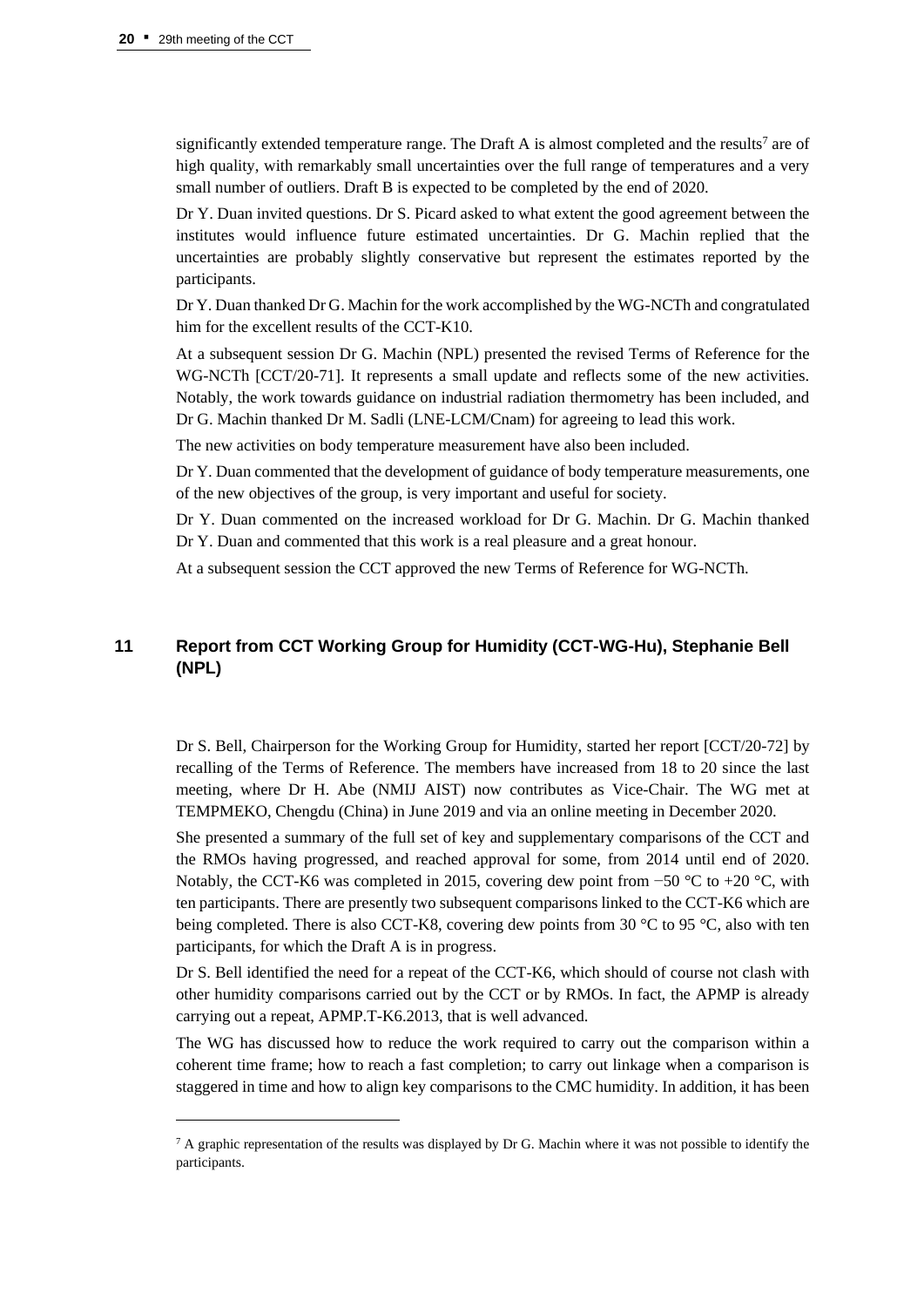significantly extended temperature range. The Draft A is almost completed and the results[7] are of high quality, with remarkably small uncertainties over the full range of temperatures and a very small number of outliers. Draft B is expected to be completed by the end of 2020.

Dr Y. Duan invited questions. Dr S. Picard asked to what extent the good agreement between the institutes would influence future estimated uncertainties. Dr G. Machin replied that the uncertainties are probably slightly conservative but represent the estimates reported by the participants.

Dr Y. Duan thanked Dr G. Machin for the work accomplished by the WG-NCTh and congratulated him for the excellent results of the CCT-K10.

At a subsequent session Dr G. Machin (NPL) presented the revised Terms of Reference for the WG-NCTh [CCT/20-71]. It represents a small update and reflects some of the new activities. Notably, the work towards guidance on industrial radiation thermometry has been included, and Dr G. Machin thanked Dr M. Sadli (LNE-LCM/Cnam) for agreeing to lead this work.

The new activities on body temperature measurement have also been included.

Dr Y. Duan commented that the development of guidance of body temperature measurements, one of the new objectives of the group, is very important and useful for society.

Dr Y. Duan commented on the increased workload for Dr G. Machin. Dr G. Machin thanked Dr Y. Duan and commented that this work is a real pleasure and a great honour.

At a subsequent session the CCT approved the new Terms of Reference for WG-NCTh.

## 11 Report from CCT Working Group for Humidity (CCT-WG-Hu), Stephanie Bell (NPL)

Dr S. Bell, Chairperson for the Working Group for Humidity, started her report [CCT/20-72] by recalling of the Terms of Reference. The members have increased from 18 to 20 since the last meeting, where Dr H. Abe (NMIJ AIST) now contributes as Vice-Chair. The WG met at TEMPMEKO, Chengdu (China) in June 2019 and via an online meeting in December 2020.

She presented a summary of the full set of key and supplementary comparisons of the CCT and the RMOs having progressed, and reached approval for some, from 2014 until end of 2020. Notably, the CCT-K6 was completed in 2015, covering dew point from −50 °C to +20 °C, with ten participants. There are presently two subsequent comparisons linked to the CCT-K6 which are being completed. There is also CCT-K8, covering dew points from 30 °C to 95 °C, also with ten participants, for which the Draft A is in progress.

Dr S. Bell identified the need for a repeat of the CCT-K6, which should of course not clash with other humidity comparisons carried out by the CCT or by RMOs. In fact, the APMP is already carrying out a repeat, APMP.T-K6.2013, that is well advanced.

The WG has discussed how to reduce the work required to carry out the comparison within a coherent time frame; how to reach a fast completion; to carry out linkage when a comparison is staggered in time and how to align key comparisons to the CMC humidity. In addition, it has been

[7] A graphic representation of the results was displayed by Dr G. Machin where it was not possible to identify the participants.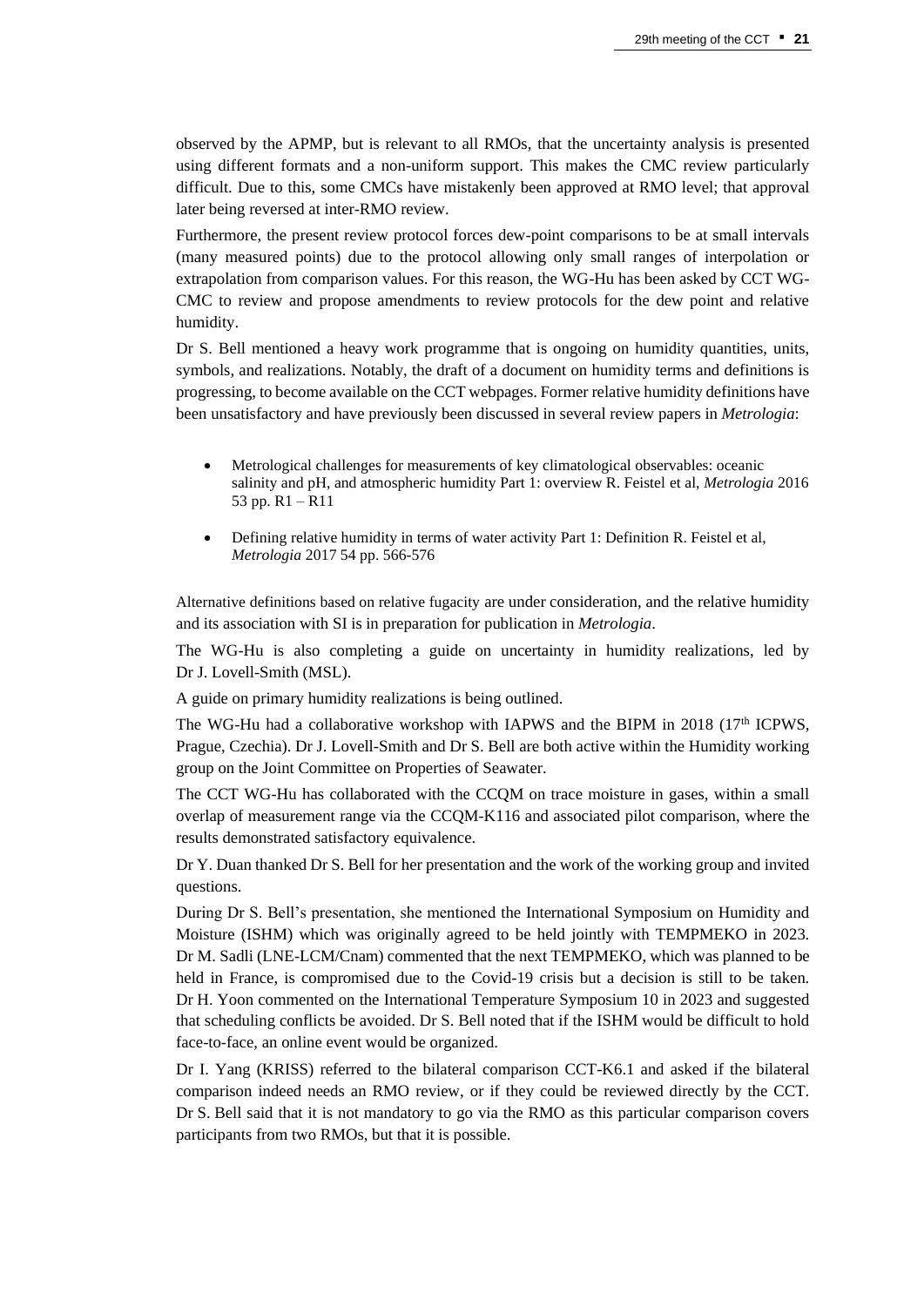observed by the APMP, but is relevant to all RMOs, that the uncertainty analysis is presented using different formats and a non-uniform support. This makes the CMC review particularly difficult. Due to this, some CMCs have mistakenly been approved at RMO level; that approval later being reversed at inter-RMO review.

Furthermore, the present review protocol forces dew-point comparisons to be at small intervals (many measured points) due to the protocol allowing only small ranges of interpolation or extrapolation from comparison values. For this reason, the WG-Hu has been asked by CCT WG-CMC to review and propose amendments to review protocols for the dew point and relative humidity.

Dr S. Bell mentioned a heavy work programme that is ongoing on humidity quantities, units, symbols, and realizations. Notably, the draft of a document on humidity terms and definitions is progressing, to become available on the CCT webpages. Former relative humidity definitions have been unsatisfactory and have previously been discussed in several review papers in *Metrologia*:

- Metrological challenges for measurements of key climatological observables: oceanic salinity and pH, and atmospheric humidity Part 1: overview R. Feistel et al, *Metrologia* 2016 53 pp. R1 – R11
- Defining relative humidity in terms of water activity Part 1: Definition R. Feistel et al, *Metrologia* 2017 54 pp. 566-576

Alternative definitions based on relative fugacity are under consideration, and the relative humidity and its association with SI is in preparation for publication in *Metrologia*.

The WG-Hu is also completing a guide on uncertainty in humidity realizations, led by Dr J. Lovell-Smith (MSL).

A guide on primary humidity realizations is being outlined.

The WG-Hu had a collaborative workshop with IAPWS and the BIPM in 2018 (17th ICPWS, Prague, Czechia). Dr J. Lovell-Smith and Dr S. Bell are both active within the Humidity working group on the Joint Committee on Properties of Seawater.

The CCT WG-Hu has collaborated with the CCQM on trace moisture in gases, within a small overlap of measurement range via the CCQM-K116 and associated pilot comparison, where the results demonstrated satisfactory equivalence.

Dr Y. Duan thanked Dr S. Bell for her presentation and the work of the working group and invited questions.

During Dr S. Bell's presentation, she mentioned the International Symposium on Humidity and Moisture (ISHM) which was originally agreed to be held jointly with TEMPMEKO in 2023. Dr M. Sadli (LNE-LCM/Cnam) commented that the next TEMPMEKO, which was planned to be held in France, is compromised due to the Covid-19 crisis but a decision is still to be taken. Dr H. Yoon commented on the International Temperature Symposium 10 in 2023 and suggested that scheduling conflicts be avoided. Dr S. Bell noted that if the ISHM would be difficult to hold face-to-face, an online event would be organized.

Dr I. Yang (KRISS) referred to the bilateral comparison CCT-K6.1 and asked if the bilateral comparison indeed needs an RMO review, or if they could be reviewed directly by the CCT. Dr S. Bell said that it is not mandatory to go via the RMO as this particular comparison covers participants from two RMOs, but that it is possible.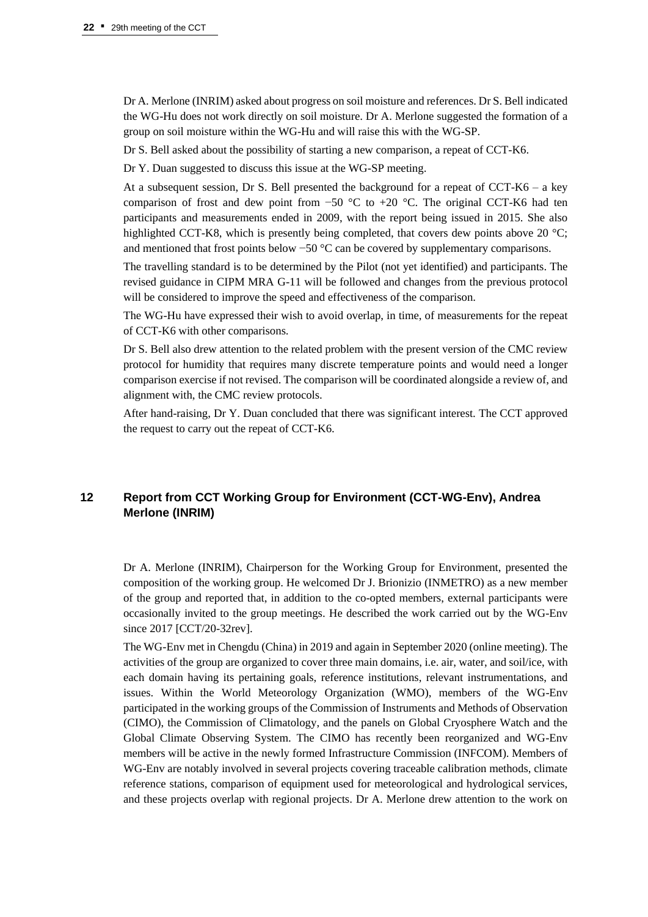Dr A. Merlone (INRIM) asked about progress on soil moisture and references. Dr S. Bell indicated the WG-Hu does not work directly on soil moisture. Dr A. Merlone suggested the formation of a group on soil moisture within the WG-Hu and will raise this with the WG-SP.

Dr S. Bell asked about the possibility of starting a new comparison, a repeat of CCT-K6.

Dr Y. Duan suggested to discuss this issue at the WG-SP meeting.

At a subsequent session, Dr S. Bell presented the background for a repeat of CCT-K6 – a key comparison of frost and dew point from −50 °C to +20 °C. The original CCT-K6 had ten participants and measurements ended in 2009, with the report being issued in 2015. She also highlighted CCT-K8, which is presently being completed, that covers dew points above 20 °C; and mentioned that frost points below −50 °C can be covered by supplementary comparisons.

The travelling standard is to be determined by the Pilot (not yet identified) and participants. The revised guidance in CIPM MRA G-11 will be followed and changes from the previous protocol will be considered to improve the speed and effectiveness of the comparison.

The WG-Hu have expressed their wish to avoid overlap, in time, of measurements for the repeat of CCT-K6 with other comparisons.

Dr S. Bell also drew attention to the related problem with the present version of the CMC review protocol for humidity that requires many discrete temperature points and would need a longer comparison exercise if not revised. The comparison will be coordinated alongside a review of, and alignment with, the CMC review protocols.

After hand-raising, Dr Y. Duan concluded that there was significant interest. The CCT approved the request to carry out the repeat of CCT-K6.

## 12 Report from CCT Working Group for Environment (CCT-WG-Env), Andrea Merlone (INRIM)

Dr A. Merlone (INRIM), Chairperson for the Working Group for Environment, presented the composition of the working group. He welcomed Dr J. Brionizio (INMETRO) as a new member of the group and reported that, in addition to the co-opted members, external participants were occasionally invited to the group meetings. He described the work carried out by the WG-Env since 2017 [CCT/20-32rev].

The WG-Env met in Chengdu (China) in 2019 and again in September 2020 (online meeting). The activities of the group are organized to cover three main domains, i.e. air, water, and soil/ice, with each domain having its pertaining goals, reference institutions, relevant instrumentations, and issues. Within the World Meteorology Organization (WMO), members of the WG-Env participated in the working groups of the Commission of Instruments and Methods of Observation (CIMO), the Commission of Climatology, and the panels on Global Cryosphere Watch and the Global Climate Observing System. The CIMO has recently been reorganized and WG-Env members will be active in the newly formed Infrastructure Commission (INFCOM). Members of WG-Env are notably involved in several projects covering traceable calibration methods, climate reference stations, comparison of equipment used for meteorological and hydrological services, and these projects overlap with regional projects. Dr A. Merlone drew attention to the work on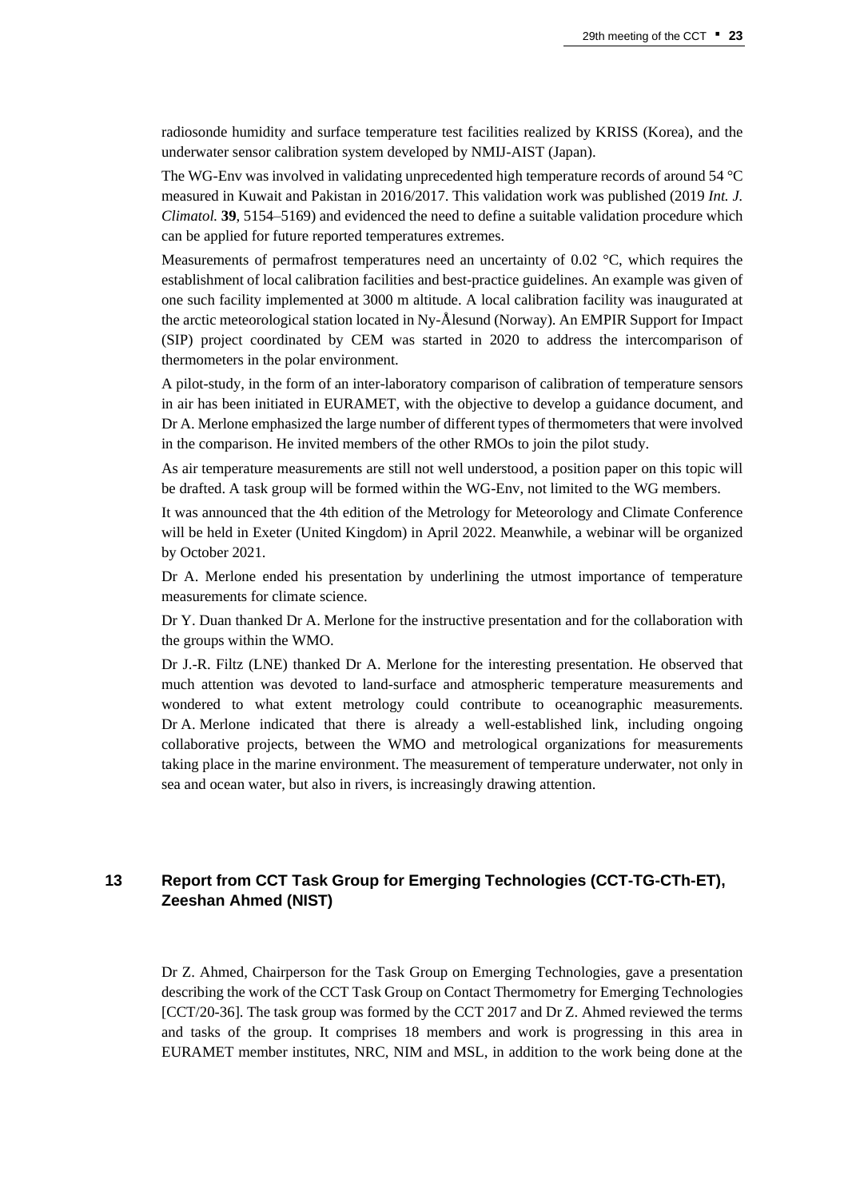radiosonde humidity and surface temperature test facilities realized by KRISS (Korea), and the underwater sensor calibration system developed by NMIJ-AIST (Japan).

The WG-Env was involved in validating unprecedented high temperature records of around 54 °C measured in Kuwait and Pakistan in 2016/2017. This validation work was published (2019 *Int. J. Climatol.* **39**, 5154–5169) and evidenced the need to define a suitable validation procedure which can be applied for future reported temperatures extremes.

Measurements of permafrost temperatures need an uncertainty of 0.02 °C, which requires the establishment of local calibration facilities and best-practice guidelines. An example was given of one such facility implemented at 3000 m altitude. A local calibration facility was inaugurated at the arctic meteorological station located in Ny-Ålesund (Norway). An EMPIR Support for Impact (SIP) project coordinated by CEM was started in 2020 to address the intercomparison of thermometers in the polar environment.

A pilot-study, in the form of an inter-laboratory comparison of calibration of temperature sensors in air has been initiated in EURAMET, with the objective to develop a guidance document, and Dr A. Merlone emphasized the large number of different types of thermometers that were involved in the comparison. He invited members of the other RMOs to join the pilot study.

As air temperature measurements are still not well understood, a position paper on this topic will be drafted. A task group will be formed within the WG-Env, not limited to the WG members.

It was announced that the 4th edition of the Metrology for Meteorology and Climate Conference will be held in Exeter (United Kingdom) in April 2022. Meanwhile, a webinar will be organized by October 2021.

Dr A. Merlone ended his presentation by underlining the utmost importance of temperature measurements for climate science.

Dr Y. Duan thanked Dr A. Merlone for the instructive presentation and for the collaboration with the groups within the WMO.

Dr J.-R. Filtz (LNE) thanked Dr A. Merlone for the interesting presentation. He observed that much attention was devoted to land-surface and atmospheric temperature measurements and wondered to what extent metrology could contribute to oceanographic measurements. Dr A. Merlone indicated that there is already a well-established link, including ongoing collaborative projects, between the WMO and metrological organizations for measurements taking place in the marine environment. The measurement of temperature underwater, not only in sea and ocean water, but also in rivers, is increasingly drawing attention.

## 13 Report from CCT Task Group for Emerging Technologies (CCT-TG-CTh-ET), Zeeshan Ahmed (NIST)

Dr Z. Ahmed, Chairperson for the Task Group on Emerging Technologies, gave a presentation describing the work of the CCT Task Group on Contact Thermometry for Emerging Technologies [CCT/20-36]. The task group was formed by the CCT 2017 and Dr Z. Ahmed reviewed the terms and tasks of the group. It comprises 18 members and work is progressing in this area in EURAMET member institutes, NRC, NIM and MSL, in addition to the work being done at the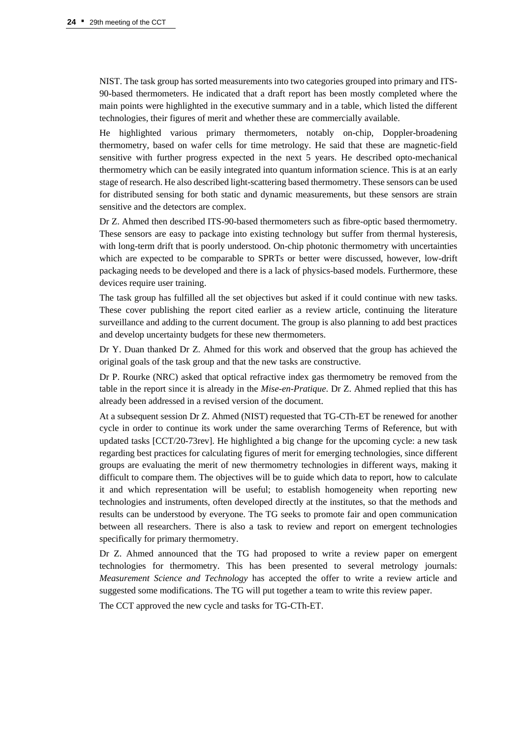NIST. The task group has sorted measurements into two categories grouped into primary and ITS-90-based thermometers. He indicated that a draft report has been mostly completed where the main points were highlighted in the executive summary and in a table, which listed the different technologies, their figures of merit and whether these are commercially available.

He highlighted various primary thermometers, notably on-chip, Doppler-broadening thermometry, based on wafer cells for time metrology. He said that these are magnetic-field sensitive with further progress expected in the next 5 years. He described opto-mechanical thermometry which can be easily integrated into quantum information science. This is at an early stage of research. He also described light-scattering based thermometry. These sensors can be used for distributed sensing for both static and dynamic measurements, but these sensors are strain sensitive and the detectors are complex.

Dr Z. Ahmed then described ITS-90-based thermometers such as fibre-optic based thermometry. These sensors are easy to package into existing technology but suffer from thermal hysteresis, with long-term drift that is poorly understood. On-chip photonic thermometry with uncertainties which are expected to be comparable to SPRTs or better were discussed, however, low-drift packaging needs to be developed and there is a lack of physics-based models. Furthermore, these devices require user training.

The task group has fulfilled all the set objectives but asked if it could continue with new tasks. These cover publishing the report cited earlier as a review article, continuing the literature surveillance and adding to the current document. The group is also planning to add best practices and develop uncertainty budgets for these new thermometers.

Dr Y. Duan thanked Dr Z. Ahmed for this work and observed that the group has achieved the original goals of the task group and that the new tasks are constructive.

Dr P. Rourke (NRC) asked that optical refractive index gas thermometry be removed from the table in the report since it is already in the *Mise-en-Pratique*. Dr Z. Ahmed replied that this has already been addressed in a revised version of the document.

At a subsequent session Dr Z. Ahmed (NIST) requested that TG-CTh-ET be renewed for another cycle in order to continue its work under the same overarching Terms of Reference, but with updated tasks [CCT/20-73rev]. He highlighted a big change for the upcoming cycle: a new task regarding best practices for calculating figures of merit for emerging technologies, since different groups are evaluating the merit of new thermometry technologies in different ways, making it difficult to compare them. The objectives will be to guide which data to report, how to calculate it and which representation will be useful; to establish homogeneity when reporting new technologies and instruments, often developed directly at the institutes, so that the methods and results can be understood by everyone. The TG seeks to promote fair and open communication between all researchers. There is also a task to review and report on emergent technologies specifically for primary thermometry.

Dr Z. Ahmed announced that the TG had proposed to write a review paper on emergent technologies for thermometry. This has been presented to several metrology journals: *Measurement Science and Technology* has accepted the offer to write a review article and suggested some modifications. The TG will put together a team to write this review paper.

The CCT approved the new cycle and tasks for TG-CTh-ET.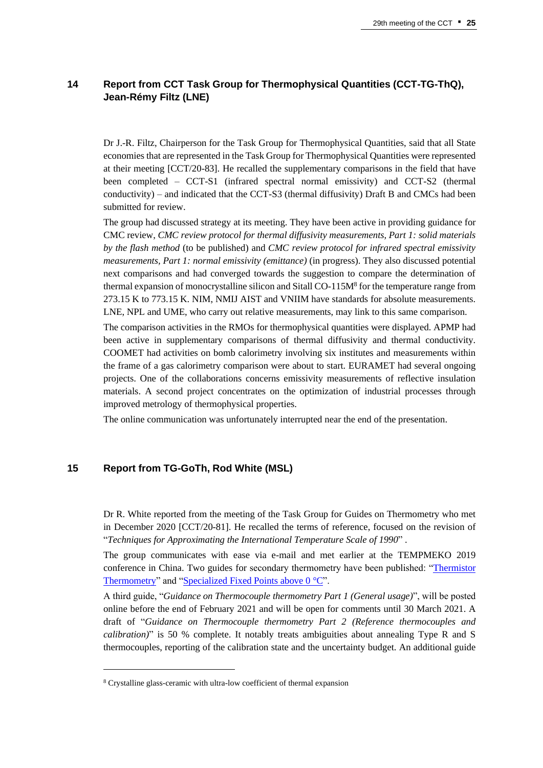## 14 Report from CCT Task Group for Thermophysical Quantities (CCT-TG-ThQ), Jean-Rémy Filtz (LNE)

Dr J.-R. Filtz, Chairperson for the Task Group for Thermophysical Quantities, said that all State economies that are represented in the Task Group for Thermophysical Quantities were represented at their meeting [CCT/20-83]. He recalled the supplementary comparisons in the field that have been completed – CCT-S1 (infrared spectral normal emissivity) and CCT-S2 (thermal conductivity) – and indicated that the CCT-S3 (thermal diffusivity) Draft B and CMCs had been submitted for review.

The group had discussed strategy at its meeting. They have been active in providing guidance for CMC review, *CMC review protocol for thermal diffusivity measurements, Part 1: solid materials by the flash method* (to be published) and *CMC review protocol for infrared spectral emissivity measurements, Part 1: normal emissivity (emittance)* (in progress). They also discussed potential next comparisons and had converged towards the suggestion to compare the determination of thermal expansion of monocrystalline silicon and Sitall CO-115M[8] for the temperature range from 273.15 K to 773.15 K. NIM, NMIJ AIST and VNIIM have standards for absolute measurements. LNE, NPL and UME, who carry out relative measurements, may link to this same comparison.

The comparison activities in the RMOs for thermophysical quantities were displayed. APMP had been active in supplementary comparisons of thermal diffusivity and thermal conductivity. COOMET had activities on bomb calorimetry involving six institutes and measurements within the frame of a gas calorimetry comparison were about to start. EURAMET had several ongoing projects. One of the collaborations concerns emissivity measurements of reflective insulation materials. A second project concentrates on the optimization of industrial processes through improved metrology of thermophysical properties.

The online communication was unfortunately interrupted near the end of the presentation.

## 15 Report from TG-GoTh, Rod White (MSL)

Dr R. White reported from the meeting of the Task Group for Guides on Thermometry who met in December 2020 [CCT/20-81]. He recalled the terms of reference, focused on the revision of "*Techniques for Approximating the International Temperature Scale of 1990*" .

The group communicates with ease via e-mail and met earlier at the TEMPMEKO 2019 conference in China. Two guides for secondary thermometry have been published: "Thermistor Thermometry" and "Specialized Fixed Points above 0 °C".

A third guide, "*Guidance on Thermocouple thermometry Part 1 (General usage)*", will be posted online before the end of February 2021 and will be open for comments until 30 March 2021. A draft of "*Guidance on Thermocouple thermometry Part 2 (Reference thermocouples and calibration)*" is 50 % complete. It notably treats ambiguities about annealing Type R and S thermocouples, reporting of the calibration state and the uncertainty budget. An additional guide

[8] Crystalline glass-ceramic with ultra-low coefficient of thermal expansion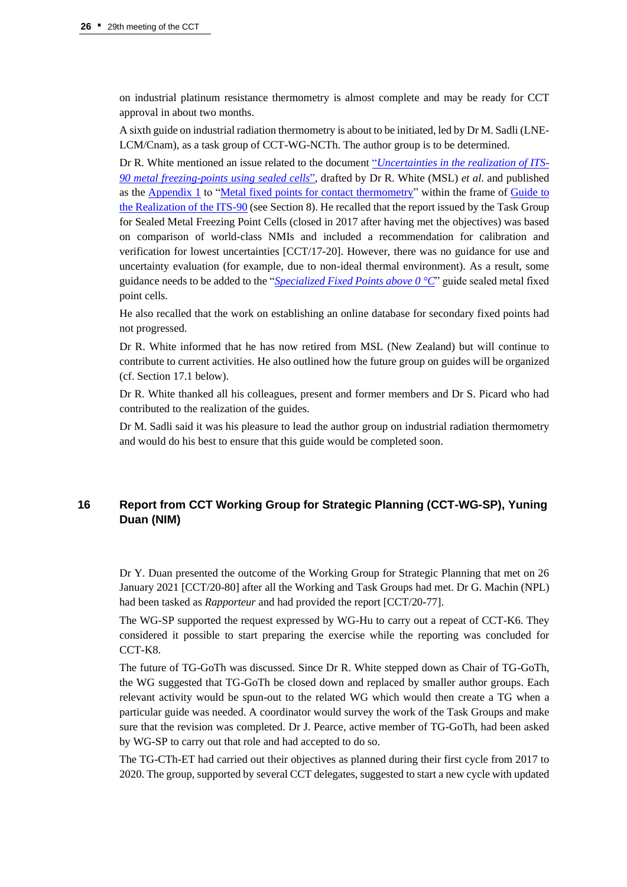on industrial platinum resistance thermometry is almost complete and may be ready for CCT approval in about two months.

A sixth guide on industrial radiation thermometry is about to be initiated, led by Dr M. Sadli (LNE-LCM/Cnam), as a task group of CCT-WG-NCTh. The author group is to be determined.

Dr R. White mentioned an issue related to the document "*Uncertainties in the realization of ITS-90 metal freezing-points using sealed cells*", drafted by Dr R. White (MSL) *et al.* and published as the Appendix 1 to "Metal fixed points for contact thermometry" within the frame of Guide to the Realization of the ITS-90 (see Section 8). He recalled that the report issued by the Task Group for Sealed Metal Freezing Point Cells (closed in 2017 after having met the objectives) was based on comparison of world-class NMIs and included a recommendation for calibration and verification for lowest uncertainties [CCT/17-20]. However, there was no guidance for use and uncertainty evaluation (for example, due to non-ideal thermal environment). As a result, some guidance needs to be added to the "*Specialized Fixed Points above 0 °C*" guide sealed metal fixed point cells.

He also recalled that the work on establishing an online database for secondary fixed points had not progressed.

Dr R. White informed that he has now retired from MSL (New Zealand) but will continue to contribute to current activities. He also outlined how the future group on guides will be organized (cf. Section 17.1 below).

Dr R. White thanked all his colleagues, present and former members and Dr S. Picard who had contributed to the realization of the guides.

Dr M. Sadli said it was his pleasure to lead the author group on industrial radiation thermometry and would do his best to ensure that this guide would be completed soon.

## 16 Report from CCT Working Group for Strategic Planning (CCT-WG-SP), Yuning Duan (NIM)

Dr Y. Duan presented the outcome of the Working Group for Strategic Planning that met on 26 January 2021 [CCT/20-80] after all the Working and Task Groups had met. Dr G. Machin (NPL) had been tasked as *Rapporteur* and had provided the report [CCT/20-77].

The WG-SP supported the request expressed by WG-Hu to carry out a repeat of CCT-K6. They considered it possible to start preparing the exercise while the reporting was concluded for CCT-K8.

The future of TG-GoTh was discussed. Since Dr R. White stepped down as Chair of TG-GoTh, the WG suggested that TG-GoTh be closed down and replaced by smaller author groups. Each relevant activity would be spun-out to the related WG which then create a TG when a particular guide was needed. A coordinator would survey the work of the Task Groups and make sure that the revision was completed. Dr J. Pearce, active member of TG-GoTh, had been asked by WG-SP to carry out that role and had accepted to do so.

The TG-CTh-ET had carried out their objectives as planned during their first cycle from 2017 to 2020. The group, supported by several CCT delegates, suggested to start a new cycle with updated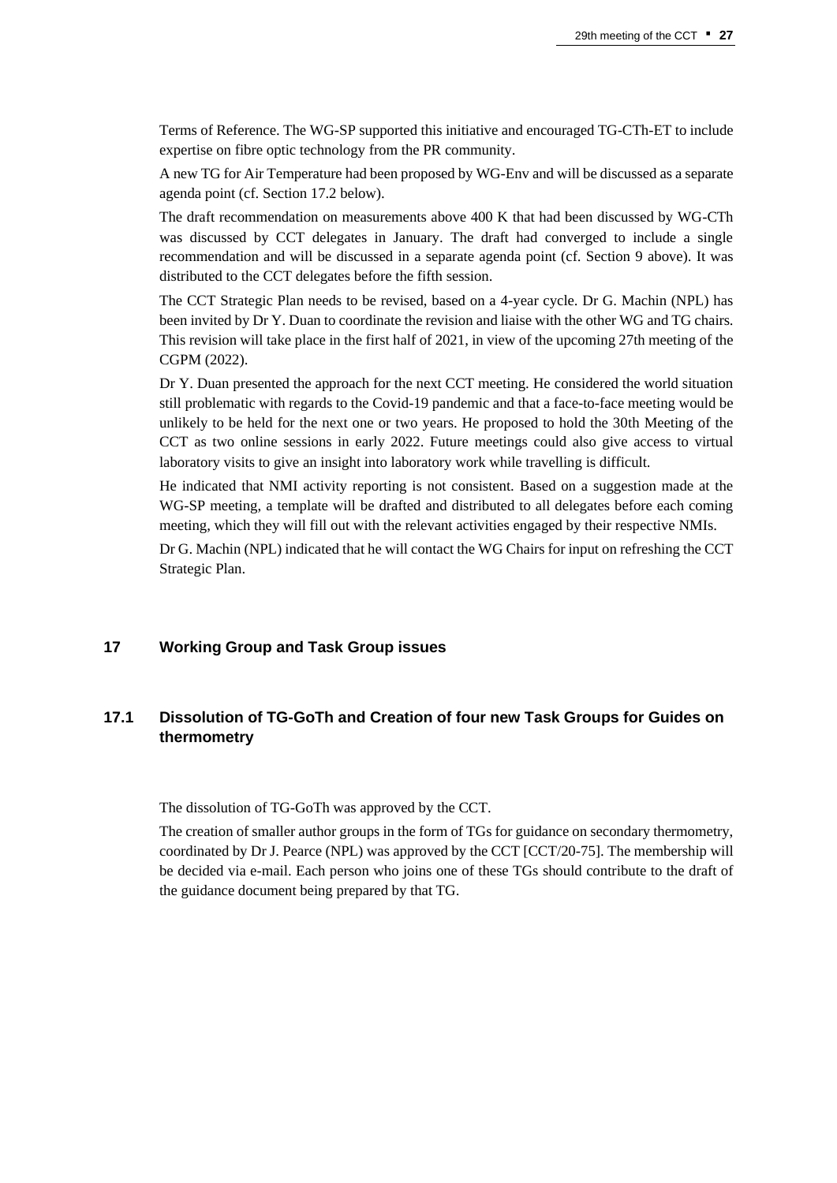Terms of Reference. The WG-SP supported this initiative and encouraged TG-CTh-ET to include expertise on fibre optic technology from the PR community.

A new TG for Air Temperature had been proposed by WG-Env and will be discussed as a separate agenda point (cf. Section 17.2 below).

The draft recommendation on measurements above 400 K that had been discussed by WG-CTh was discussed by CCT delegates in January. The draft had converged to include a single recommendation and will be discussed in a separate agenda point (cf. Section 9 above). It was distributed to the CCT delegates before the fifth session.

The CCT Strategic Plan needs to be revised, based on a 4-year cycle. Dr G. Machin (NPL) has been invited by Dr Y. Duan to coordinate the revision and liaise with the other WG and TG chairs. This revision will take place in the first half of 2021, in view of the upcoming 27th meeting of the CGPM (2022).

Dr Y. Duan presented the approach for the next CCT meeting. He considered the world situation still problematic with regards to the Covid-19 pandemic and that a face-to-face meeting would be unlikely to be held for the next one or two years. He proposed to hold the 30th Meeting of the CCT as two online sessions in early 2022. Future meetings could also give access to virtual laboratory visits to give an insight into laboratory work while travelling is difficult.

He indicated that NMI activity reporting is not consistent. Based on a suggestion made at the WG-SP meeting, a template will be drafted and distributed to all delegates before each coming meeting, which they will fill out with the relevant activities engaged by their respective NMIs.

Dr G. Machin (NPL) indicated that he will contact the WG Chairs for input on refreshing the CCT Strategic Plan.

## 17 Working Group and Task Group issues

### 17.1 Dissolution of TG-GoTh and Creation of four new Task Groups for Guides on thermometry

The dissolution of TG-GoTh was approved by the CCT.

The creation of smaller author groups in the form of TGs for guidance on secondary thermometry, coordinated by Dr J. Pearce (NPL) was approved by the CCT [CCT/20-75]. The membership will be decided via e-mail. Each person who joins one of these TGs should contribute to the draft of the guidance document being prepared by that TG.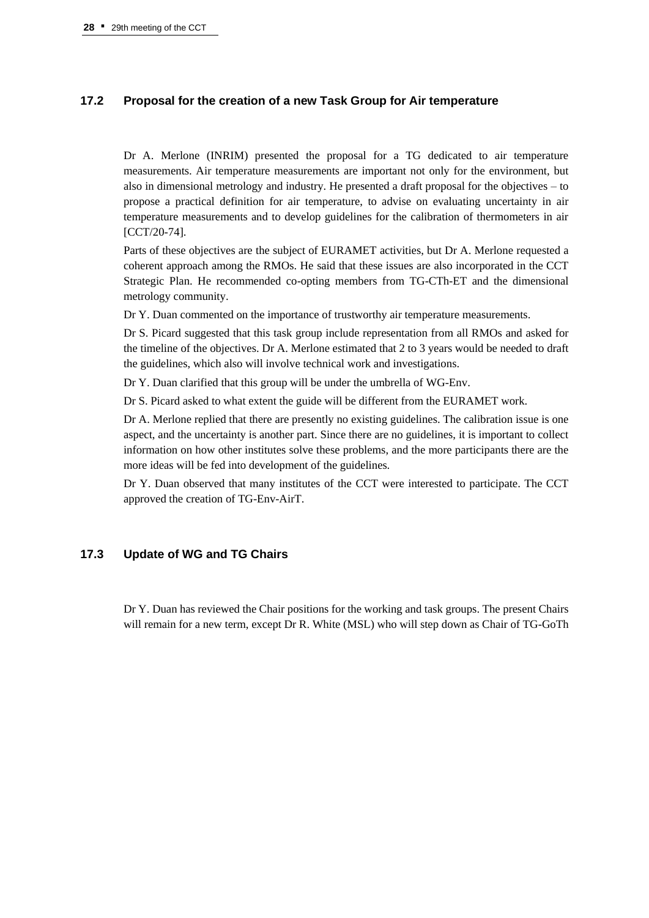## 17.2 Proposal for the creation of a new Task Group for Air temperature

Dr A. Merlone (INRIM) presented the proposal for a TG dedicated to air temperature measurements. Air temperature measurements are important not only for the environment, but also in dimensional metrology and industry. He presented a draft proposal for the objectives – to propose a practical definition for air temperature, to advise on evaluating uncertainty in air temperature measurements and to develop guidelines for the calibration of thermometers in air [CCT/20-74].

Parts of these objectives are the subject of EURAMET activities, but Dr A. Merlone requested a coherent approach among the RMOs. He said that these issues are also incorporated in the CCT Strategic Plan. He recommended co-opting members from TG-CTh-ET and the dimensional metrology community.

Dr Y. Duan commented on the importance of trustworthy air temperature measurements.

Dr S. Picard suggested that this task group include representation from all RMOs and asked for the timeline of the objectives. Dr A. Merlone estimated that 2 to 3 years would be needed to draft the guidelines, which also will involve technical work and investigations.

Dr Y. Duan clarified that this group will be under the umbrella of WG-Env.

Dr S. Picard asked to what extent the guide will be different from the EURAMET work.

Dr A. Merlone replied that there are presently no existing guidelines. The calibration issue is one aspect, and the uncertainty is another part. Since there are no guidelines, it is important to collect information on how other institutes solve these problems, and the more participants there are the more ideas will be fed into development of the guidelines.

Dr Y. Duan observed that many institutes of the CCT were interested to participate. The CCT approved the creation of TG-Env-AirT.

## 17.3 Update of WG and TG Chairs

Dr Y. Duan has reviewed the Chair positions for the working and task groups. The present Chairs will remain for a new term, except Dr R. White (MSL) who will step down as Chair of TG-GoTh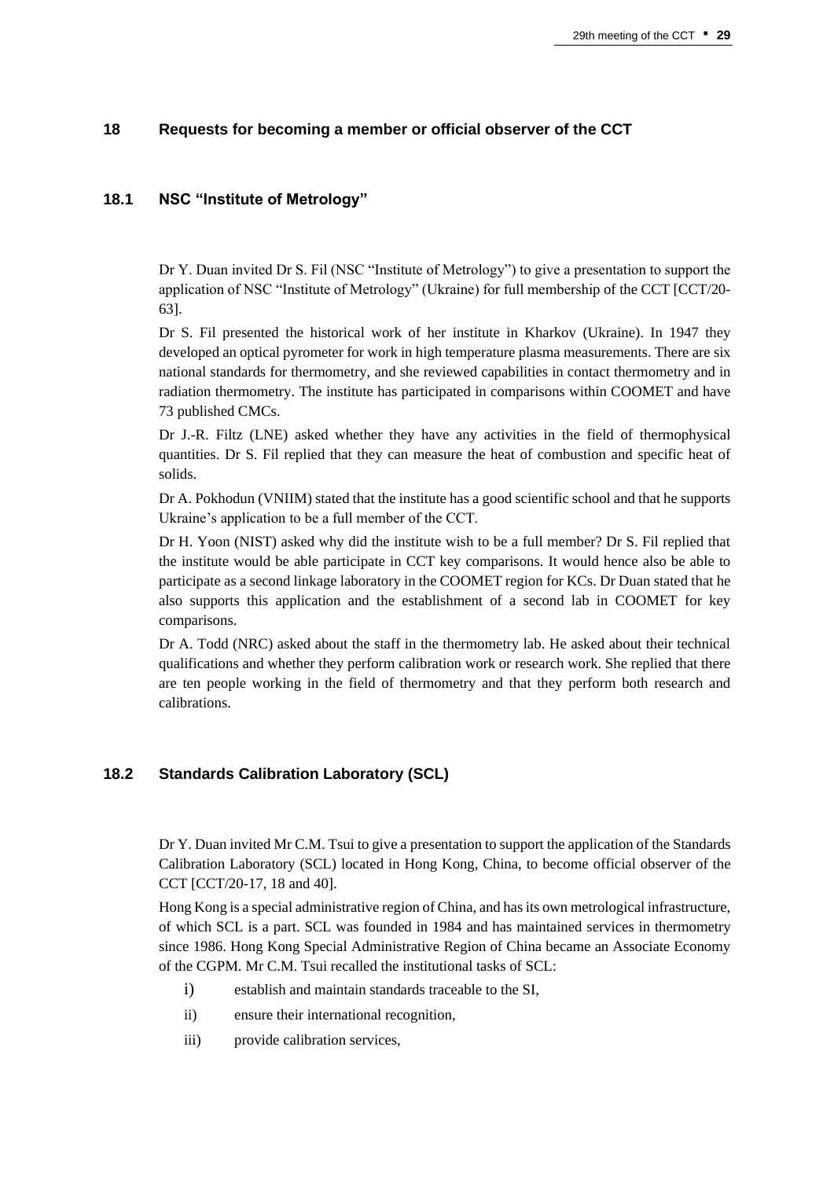## 18 Requests for becoming a member or official observer of the CCT

### 18.1 NSC "Institute of Metrology"

Dr Y. Duan invited Dr S. Fil (NSC "Institute of Metrology") to give a presentation to support the application of NSC "Institute of Metrology" (Ukraine) for full membership of the CCT [CCT/20-63].

Dr S. Fil presented the historical work of her institute in Kharkov (Ukraine). In 1947 they developed an optical pyrometer for work in high temperature plasma measurements. There are six national standards for thermometry, and she reviewed capabilities in contact thermometry and in radiation thermometry. The institute has participated in comparisons within COOMET and have 73 published CMCs.

Dr J.-R. Filtz (LNE) asked whether they have any activities in the field of thermophysical quantities. Dr S. Fil replied that they can measure the heat of combustion and specific heat of solids.

Dr A. Pokhodun (VNIIM) stated that the institute has a good scientific school and that he supports Ukraine's application to be a full member of the CCT.

Dr H. Yoon (NIST) asked why did the institute wish to be a full member? Dr S. Fil replied that the institute would be able participate in CCT key comparisons. It would hence also be able to participate as a second linkage laboratory in the COOMET region for KCs. Dr Duan stated that he also supports this application and the establishment of a second lab in COOMET for key comparisons.

Dr A. Todd (NRC) asked about the staff in the thermometry lab. He asked about their technical qualifications and whether they perform calibration work or research work. She replied that there are ten people working in the field of thermometry and that they perform both research and calibrations.

### 18.2 Standards Calibration Laboratory (SCL)

Dr Y. Duan invited Mr C.M. Tsui to give a presentation to support the application of the Standards Calibration Laboratory (SCL) located in Hong Kong, China, to become official observer of the CCT [CCT/20-17, 18 and 40].

Hong Kong is a special administrative region of China, and has its own metrological infrastructure, of which SCL is a part. SCL was founded in 1984 and has maintained services in thermometry since 1986. Hong Kong Special Administrative Region of China became an Associate Economy of the CGPM. Mr C.M. Tsui recalled the institutional tasks of SCL:

- i) establish and maintain standards traceable to the SI,
- ii) ensure their international recognition,
- iii) provide calibration services,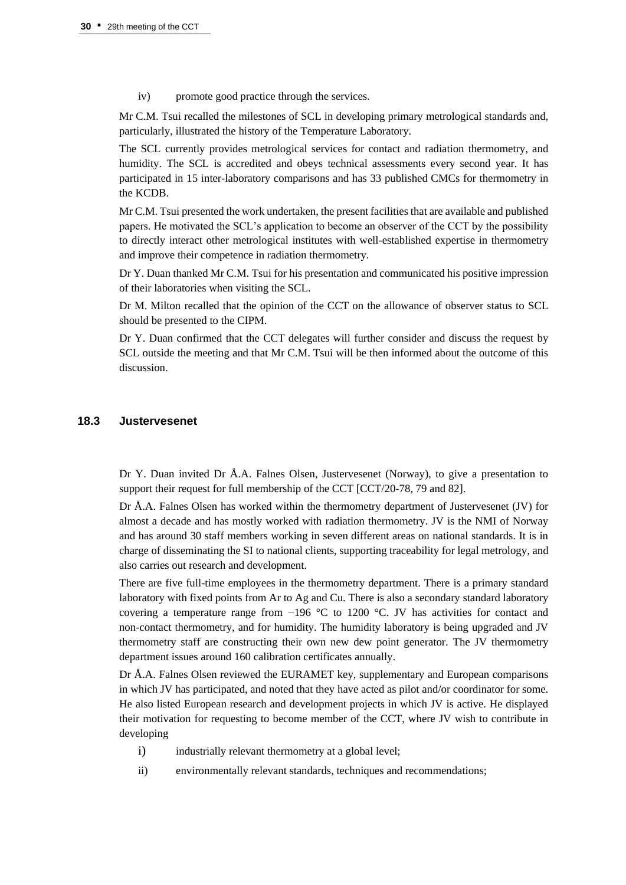iv) promote good practice through the services.

Mr C.M. Tsui recalled the milestones of SCL in developing primary metrological standards and, particularly, illustrated the history of the Temperature Laboratory.

The SCL currently provides metrological services for contact and radiation thermometry, and humidity. The SCL is accredited and obeys technical assessments every second year. It has participated in 15 inter-laboratory comparisons and has 33 published CMCs for thermometry in the KCDB.

Mr C.M. Tsui presented the work undertaken, the present facilities that are available and published papers. He motivated the SCL's application to become an observer of the CCT by the possibility to directly interact other metrological institutes with well-established expertise in thermometry and improve their competence in radiation thermometry.

Dr Y. Duan thanked Mr C.M. Tsui for his presentation and communicated his positive impression of their laboratories when visiting the SCL.

Dr M. Milton recalled that the opinion of the CCT on the allowance of observer status to SCL should be presented to the CIPM.

Dr Y. Duan confirmed that the CCT delegates will further consider and discuss the request by SCL outside the meeting and that Mr C.M. Tsui will be then informed about the outcome of this discussion.

### 18.3 Justervesenet

Dr Y. Duan invited Dr Å.A. Falnes Olsen, Justervesenet (Norway), to give a presentation to support their request for full membership of the CCT [CCT/20-78, 79 and 82].

Dr Å.A. Falnes Olsen has worked within the thermometry department of Justervesenet (JV) for almost a decade and has mostly worked with radiation thermometry. JV is the NMI of Norway and has around 30 staff members working in seven different areas on national standards. It is in charge of disseminating the SI to national clients, supporting traceability for legal metrology, and also carries out research and development.

There are five full-time employees in the thermometry department. There is a primary standard laboratory with fixed points from Ar to Ag and Cu. There is also a secondary standard laboratory covering a temperature range from −196 °C to 1200 °C. JV has activities for contact and non-contact thermometry, and for humidity. The humidity laboratory is being upgraded and JV thermometry staff are constructing their own new dew point generator. The JV thermometry department issues around 160 calibration certificates annually.

Dr Å.A. Falnes Olsen reviewed the EURAMET key, supplementary and European comparisons in which JV has participated, and noted that they have acted as pilot and/or coordinator for some. He also listed European research and development projects in which JV is active. He displayed their motivation for requesting to become member of the CCT, where JV wish to contribute in developing

i) industrially relevant thermometry at a global level;

ii) environmentally relevant standards, techniques and recommendations;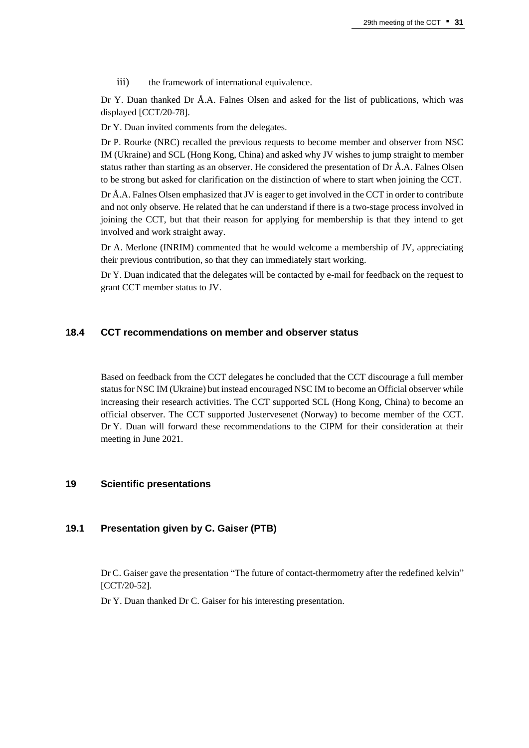iii) the framework of international equivalence.

Dr Y. Duan thanked Dr Å.A. Falnes Olsen and asked for the list of publications, which was displayed [CCT/20-78].

Dr Y. Duan invited comments from the delegates.

Dr P. Rourke (NRC) recalled the previous requests to become member and observer from NSC IM (Ukraine) and SCL (Hong Kong, China) and asked why JV wishes to jump straight to member status rather than starting as an observer. He considered the presentation of Dr Å.A. Falnes Olsen to be strong but asked for clarification on the distinction of where to start when joining the CCT.

Dr Å.A. Falnes Olsen emphasized that JV is eager to get involved in the CCT in order to contribute and not only observe. He related that he can understand if there is a two-stage process involved in joining the CCT, but that their reason for applying for membership is that they intend to get involved and work straight away.

Dr A. Merlone (INRIM) commented that he would welcome a membership of JV, appreciating their previous contribution, so that they can immediately start working.

Dr Y. Duan indicated that the delegates will be contacted by e-mail for feedback on the request to grant CCT member status to JV.

### 18.4 CCT recommendations on member and observer status

Based on feedback from the CCT delegates he concluded that the CCT discourage a full member status for NSC IM (Ukraine) but instead encouraged NSC IM to become an Official observer while increasing their research activities. The CCT supported SCL (Hong Kong, China) to become an official observer. The CCT supported Justervesenet (Norway) to become member of the CCT. Dr Y. Duan will forward these recommendations to the CIPM for their consideration at their meeting in June 2021.

## 19 Scientific presentations

### 19.1 Presentation given by C. Gaiser (PTB)

Dr C. Gaiser gave the presentation "The future of contact-thermometry after the redefined kelvin" [CCT/20-52].

Dr Y. Duan thanked Dr C. Gaiser for his interesting presentation.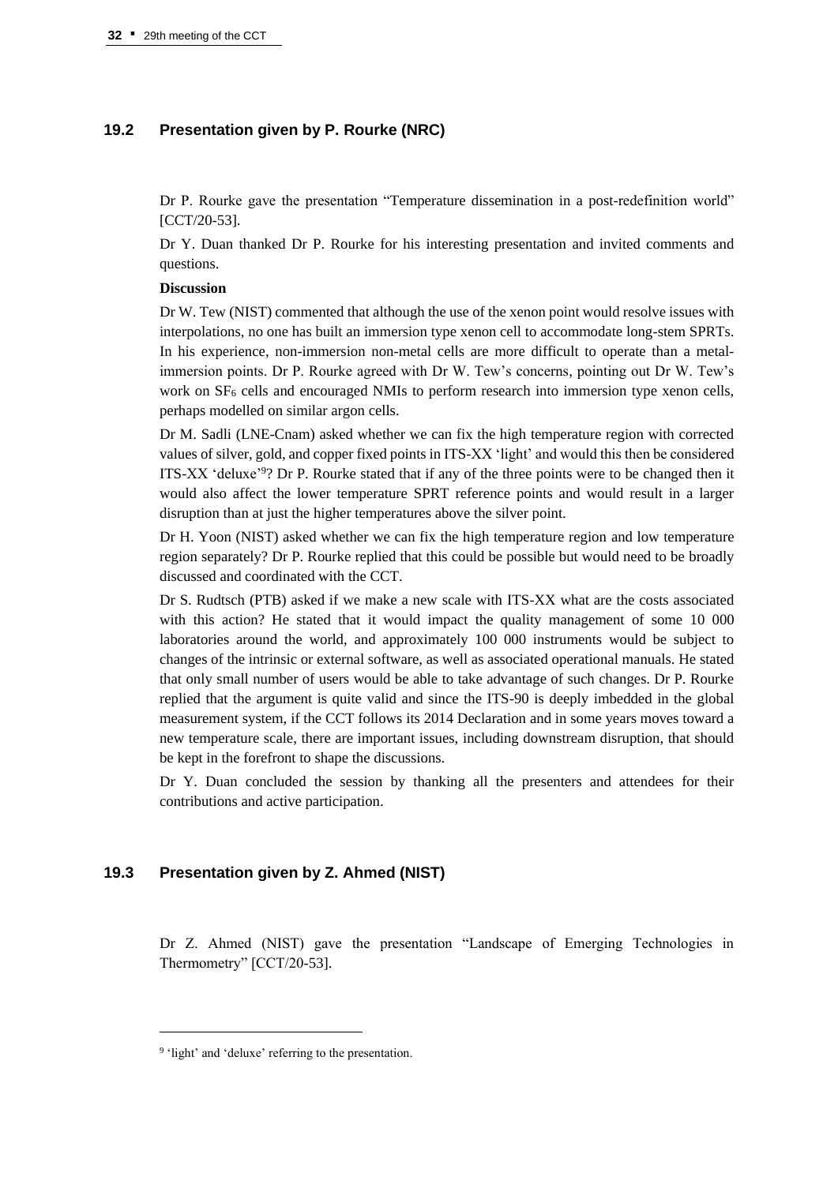## 19.2 Presentation given by P. Rourke (NRC)

Dr P. Rourke gave the presentation "Temperature dissemination in a post-redefinition world" [CCT/20-53].

Dr Y. Duan thanked Dr P. Rourke for his interesting presentation and invited comments and questions.

**Discussion**

Dr W. Tew (NIST) commented that although the use of the xenon point would resolve issues with interpolations, no one has built an immersion type xenon cell to accommodate long-stem SPRTs. In his experience, non-immersion non-metal cells are more difficult to operate than a metal-immersion points. Dr P. Rourke agreed with Dr W. Tew's concerns, pointing out Dr W. Tew's work on $SF_6$ cells and encouraged NMIs to perform research into immersion type xenon cells, perhaps modelled on similar argon cells.

Dr M. Sadli (LNE-Cnam) asked whether we can fix the high temperature region with corrected values of silver, gold, and copper fixed points in ITS-XX 'light' and would this then be considered ITS-XX 'deluxe'[9]? Dr P. Rourke stated that if any of the three points were to be changed then it would also affect the lower temperature SPRT reference points and would result in a larger disruption than at just the higher temperatures above the silver point.

Dr H. Yoon (NIST) asked whether we can fix the high temperature region and low temperature region separately? Dr P. Rourke replied that this could be possible but would need to be broadly discussed and coordinated with the CCT.

Dr S. Rudtsch (PTB) asked if we make a new scale with ITS-XX what are the costs associated with this action? He stated that it would impact the quality management of some 10 000 laboratories around the world, and approximately 100 000 instruments would be subject to changes of the intrinsic or external software, as well as associated operational manuals. He stated that only small number of users would be able to take advantage of such changes. Dr P. Rourke replied that the argument is quite valid and since the ITS-90 is deeply imbedded in the global measurement system, if the CCT follows its 2014 Declaration and in some years moves toward a new temperature scale, there are important issues, including downstream disruption, that should be kept in the forefront to shape the discussions.

Dr Y. Duan concluded the session by thanking all the presenters and attendees for their contributions and active participation.

## 19.3 Presentation given by Z. Ahmed (NIST)

Dr Z. Ahmed (NIST) gave the presentation "Landscape of Emerging Technologies in Thermometry" [CCT/20-53].

---

[9] 'light' and 'deluxe' referring to the presentation.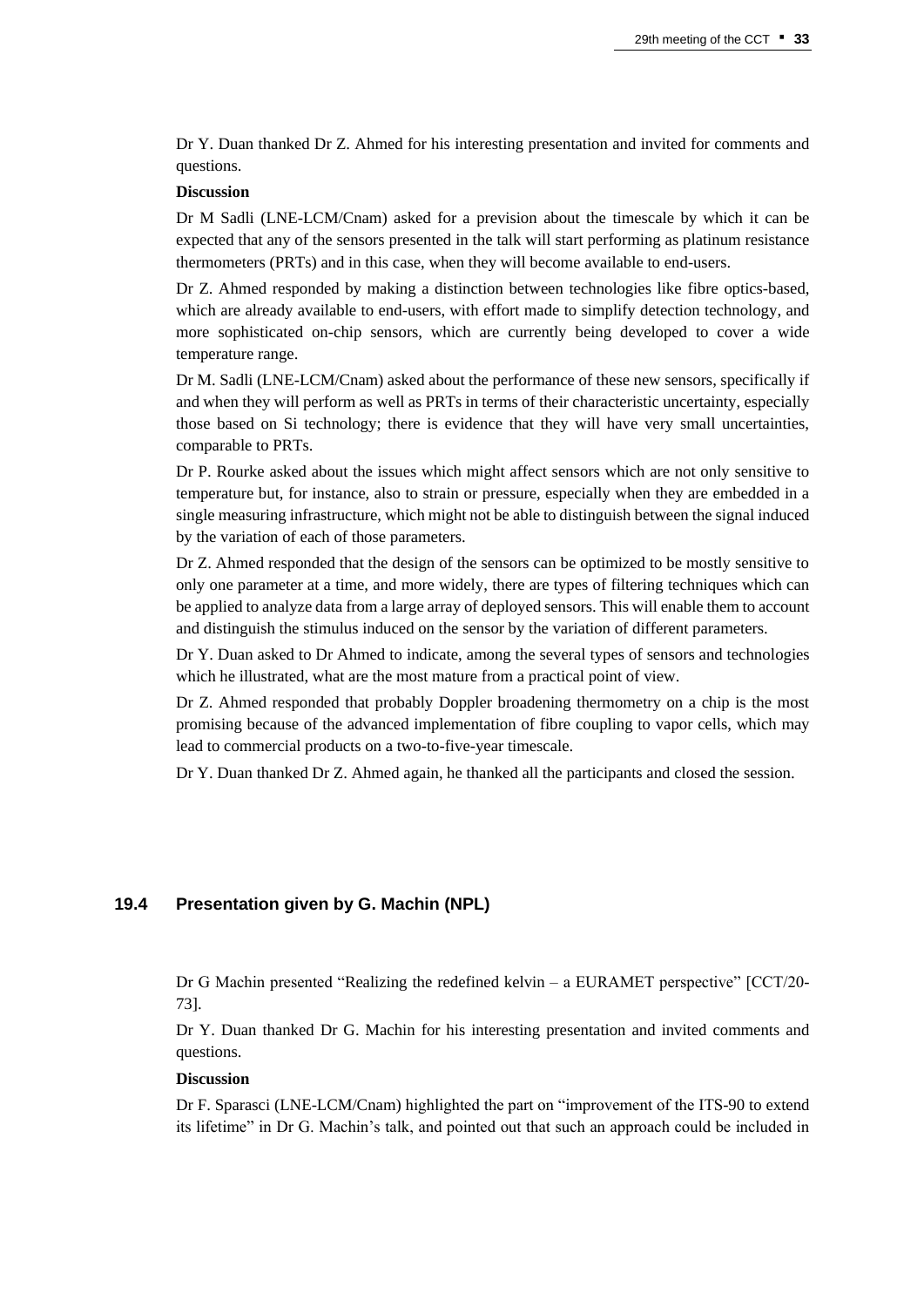Dr Y. Duan thanked Dr Z. Ahmed for his interesting presentation and invited for comments and questions.

**Discussion**

Dr M Sadli (LNE-LCM/Cnam) asked for a prevision about the timescale by which it can be expected that any of the sensors presented in the talk will start performing as platinum resistance thermometers (PRTs) and in this case, when they will become available to end-users.

Dr Z. Ahmed responded by making a distinction between technologies like fibre optics-based, which are already available to end-users, with effort made to simplify detection technology, and more sophisticated on-chip sensors, which are currently being developed to cover a wide temperature range.

Dr M. Sadli (LNE-LCM/Cnam) asked about the performance of these new sensors, specifically if and when they will perform as well as PRTs in terms of their characteristic uncertainty, especially those based on Si technology; there is evidence that they will have very small uncertainties, comparable to PRTs.

Dr P. Rourke asked about the issues which might affect sensors which are not only sensitive to temperature but, for instance, also to strain or pressure, especially when they are embedded in a single measuring infrastructure, which might not be able to distinguish between the signal induced by the variation of each of those parameters.

Dr Z. Ahmed responded that the design of the sensors can be optimized to be mostly sensitive to only one parameter at a time, and more widely, there are types of filtering techniques which can be applied to analyze data from a large array of deployed sensors. This will enable them to account and distinguish the stimulus induced on the sensor by the variation of different parameters.

Dr Y. Duan asked to Dr Ahmed to indicate, among the several types of sensors and technologies which he illustrated, what are the most mature from a practical point of view.

Dr Z. Ahmed responded that probably Doppler broadening thermometry on a chip is the most promising because of the advanced implementation of fibre coupling to vapor cells, which may lead to commercial products on a two-to-five-year timescale.

Dr Y. Duan thanked Dr Z. Ahmed again, he thanked all the participants and closed the session.

### 19.4 Presentation given by G. Machin (NPL)

Dr G Machin presented "Realizing the redefined kelvin – a EURAMET perspective" [CCT/20-73].

Dr Y. Duan thanked Dr G. Machin for his interesting presentation and invited comments and questions.

**Discussion**

Dr F. Sparasci (LNE-LCM/Cnam) highlighted the part on "improvement of the ITS-90 to extend its lifetime" in Dr G. Machin's talk, and pointed out that such an approach could be included in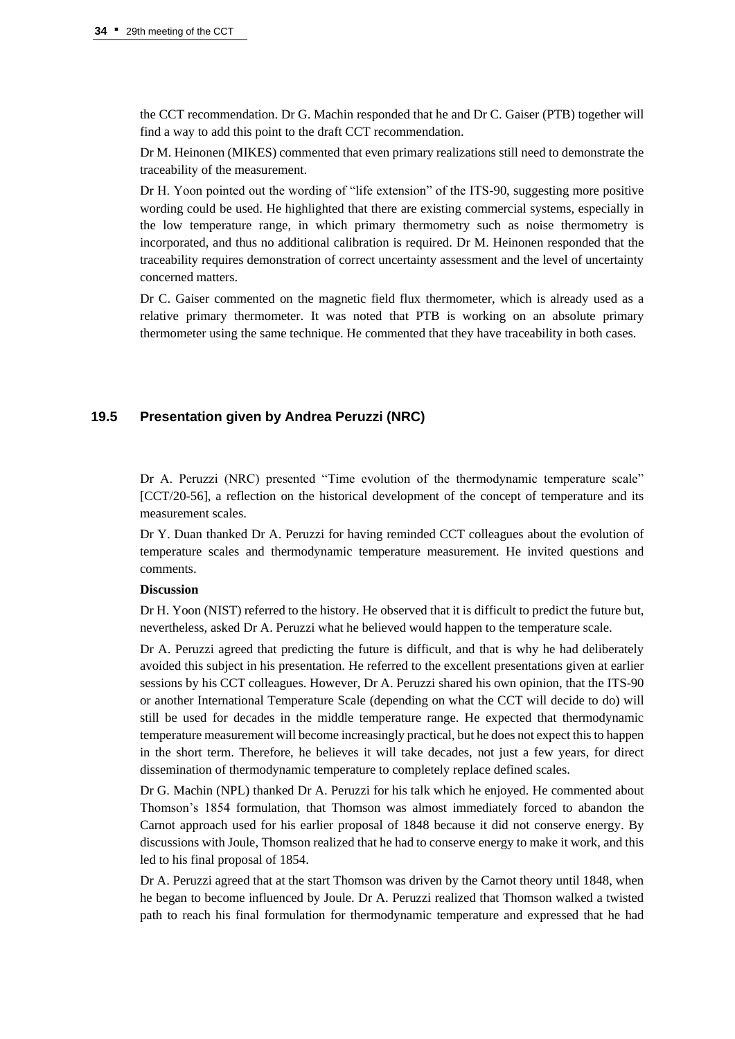the CCT recommendation. Dr G. Machin responded that he and Dr C. Gaiser (PTB) together will find a way to add this point to the draft CCT recommendation.

Dr M. Heinonen (MIKES) commented that even primary realizations still need to demonstrate the traceability of the measurement.

Dr H. Yoon pointed out the wording of "life extension" of the ITS-90, suggesting more positive wording could be used. He highlighted that there are existing commercial systems, especially in the low temperature range, in which primary thermometry such as noise thermometry is incorporated, and thus no additional calibration is required. Dr M. Heinonen responded that the traceability requires demonstration of correct uncertainty assessment and the level of uncertainty concerned matters.

Dr C. Gaiser commented on the magnetic field flux thermometer, which is already used as a relative primary thermometer. It was noted that PTB is working on an absolute primary thermometer using the same technique. He commented that they have traceability in both cases.

## 19.5 Presentation given by Andrea Peruzzi (NRC)

Dr A. Peruzzi (NRC) presented "Time evolution of the thermodynamic temperature scale" [CCT/20-56], a reflection on the historical development of the concept of temperature and its measurement scales.

Dr Y. Duan thanked Dr A. Peruzzi for having reminded CCT colleagues about the evolution of temperature scales and thermodynamic temperature measurement. He invited questions and comments.

**Discussion**

Dr H. Yoon (NIST) referred to the history. He observed that it is difficult to predict the future but, nevertheless, asked Dr A. Peruzzi what he believed would happen to the temperature scale.

Dr A. Peruzzi agreed that predicting the future is difficult, and that is why he had deliberately avoided this subject in his presentation. He referred to the excellent presentations given at earlier sessions by his CCT colleagues. However, Dr A. Peruzzi shared his own opinion, that the ITS-90 or another International Temperature Scale (depending on what the CCT will decide to do) will still be used for decades in the middle temperature range. He expected that thermodynamic temperature measurement will become increasingly practical, but he does not expect this to happen in the short term. Therefore, he believes it will take decades, not just a few years, for direct dissemination of thermodynamic temperature to completely replace defined scales.

Dr G. Machin (NPL) thanked Dr A. Peruzzi for his talk which he enjoyed. He commented about Thomson's 1854 formulation, that Thomson was almost immediately forced to abandon the Carnot approach used for his earlier proposal of 1848 because it did not conserve energy. By discussions with Joule, Thomson realized that he had to conserve energy to make it work, and this led to his final proposal of 1854.

Dr A. Peruzzi agreed that at the start Thomson was driven by the Carnot theory until 1848, when he began to become influenced by Joule. Dr A. Peruzzi realized that Thomson walked a twisted path to reach his final formulation for thermodynamic temperature and expressed that he had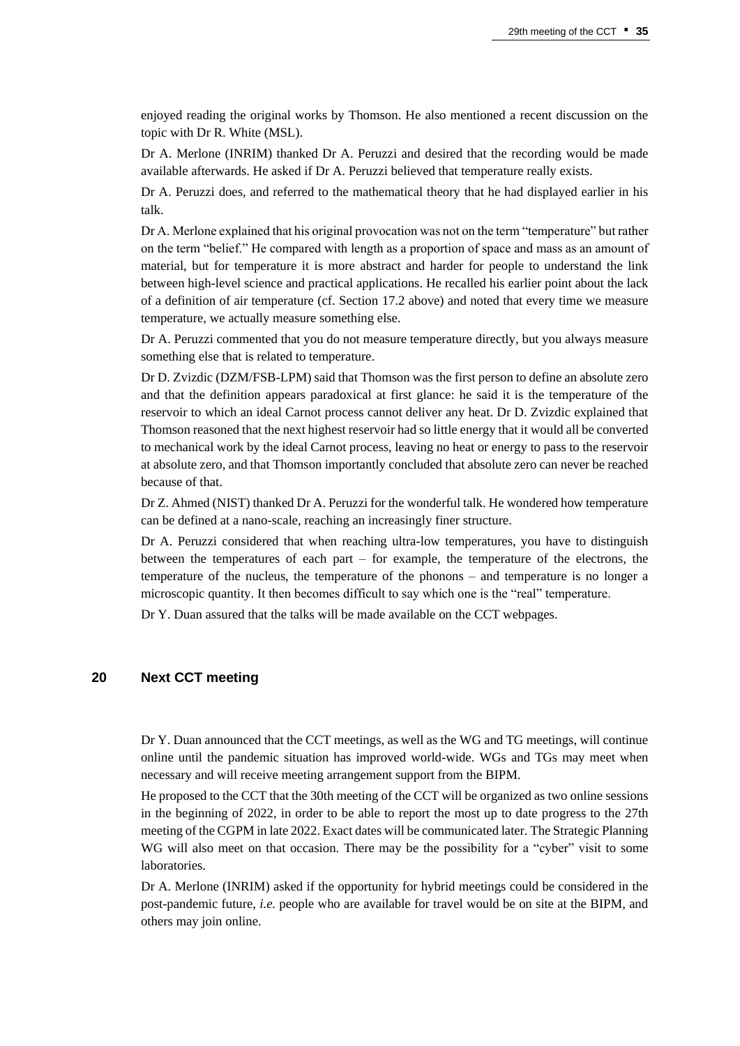enjoyed reading the original works by Thomson. He also mentioned a recent discussion on the topic with Dr R. White (MSL).

Dr A. Merlone (INRIM) thanked Dr A. Peruzzi and desired that the recording would be made available afterwards. He asked if Dr A. Peruzzi believed that temperature really exists.

Dr A. Peruzzi does, and referred to the mathematical theory that he had displayed earlier in his talk.

Dr A. Merlone explained that his original provocation was not on the term "temperature" but rather on the term "belief." He compared with length as a proportion of space and mass as an amount of material, but for temperature it is more abstract and harder for people to understand the link between high-level science and practical applications. He recalled his earlier point about the lack of a definition of air temperature (cf. Section 17.2 above) and noted that every time we measure temperature, we actually measure something else.

Dr A. Peruzzi commented that you do not measure temperature directly, but you always measure something else that is related to temperature.

Dr D. Zvizdic (DZM/FSB-LPM) said that Thomson was the first person to define an absolute zero and that the definition appears paradoxical at first glance: he said it is the temperature of the reservoir to which an ideal Carnot process cannot deliver any heat. Dr D. Zvizdic explained that Thomson reasoned that the next highest reservoir had so little energy that it would all be converted to mechanical work by the ideal Carnot process, leaving no heat or energy to pass to the reservoir at absolute zero, and that Thomson importantly concluded that absolute zero can never be reached because of that.

Dr Z. Ahmed (NIST) thanked Dr A. Peruzzi for the wonderful talk. He wondered how temperature can be defined at a nano-scale, reaching an increasingly finer structure.

Dr A. Peruzzi considered that when reaching ultra-low temperatures, you have to distinguish between the temperatures of each part – for example, the temperature of the electrons, the temperature of the nucleus, the temperature of the phonons – and temperature is no longer a microscopic quantity. It then becomes difficult to say which one is the "real" temperature.

Dr Y. Duan assured that the talks will be made available on the CCT webpages.

## 20 Next CCT meeting

Dr Y. Duan announced that the CCT meetings, as well as the WG and TG meetings, will continue online until the pandemic situation has improved world-wide. WGs and TGs may meet when necessary and will receive meeting arrangement support from the BIPM.

He proposed to the CCT that the 30th meeting of the CCT will be organized as two online sessions in the beginning of 2022, in order to be able to report the most up to date progress to the 27th meeting of the CGPM in late 2022. Exact dates will be communicated later. The Strategic Planning WG will also meet on that occasion. There may be the possibility for a "cyber" visit to some laboratories.

Dr A. Merlone (INRIM) asked if the opportunity for hybrid meetings could be considered in the post-pandemic future, *i.e.* people who are available for travel would be on site at the BIPM, and others may join online.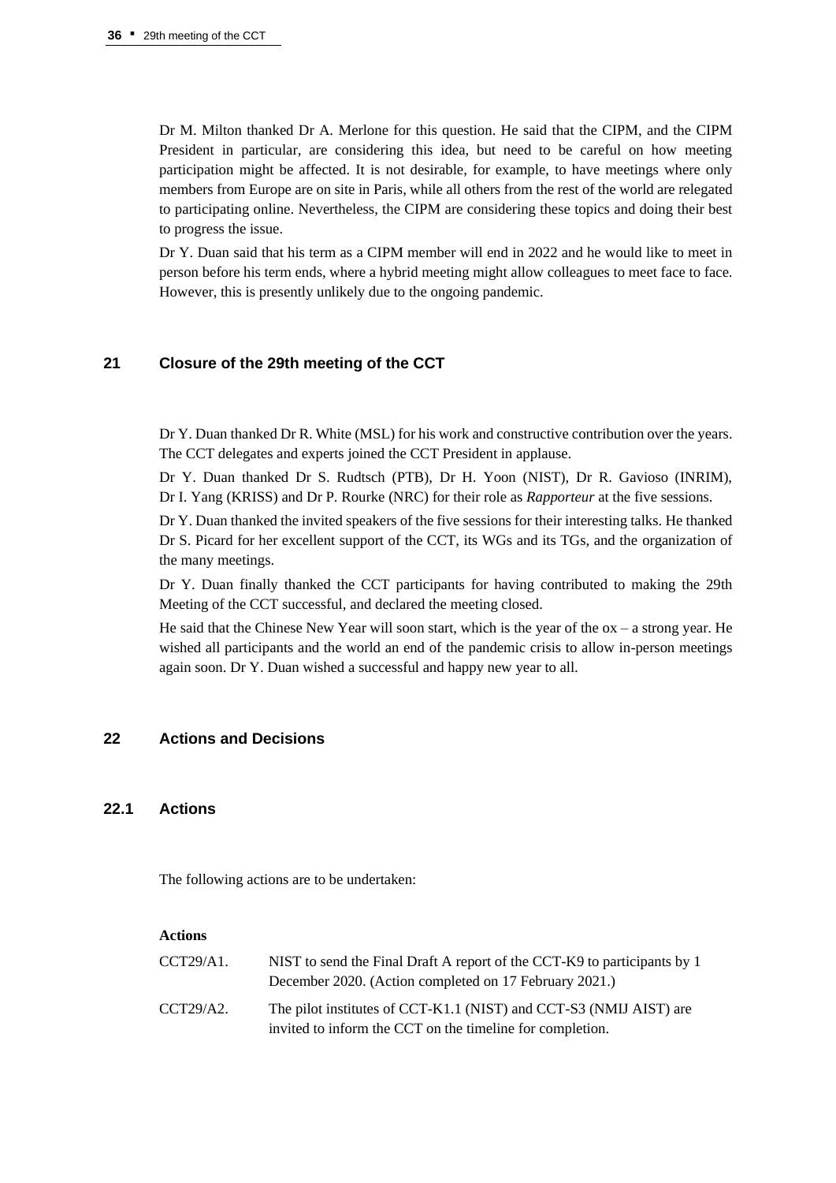Dr M. Milton thanked Dr A. Merlone for this question. He said that the CIPM, and the CIPM President in particular, are considering this idea, but need to be careful on how meeting participation might be affected. It is not desirable, for example, to have meetings where only members from Europe are on site in Paris, while all others from the rest of the world are relegated to participating online. Nevertheless, the CIPM are considering these topics and doing their best to progress the issue.

Dr Y. Duan said that his term as a CIPM member will end in 2022 and he would like to meet in person before his term ends, where a hybrid meeting might allow colleagues to meet face to face. However, this is presently unlikely due to the ongoing pandemic.

## 21 Closure of the 29th meeting of the CCT

Dr Y. Duan thanked Dr R. White (MSL) for his work and constructive contribution over the years. The CCT delegates and experts joined the CCT President in applause.

Dr Y. Duan thanked Dr S. Rudtsch (PTB), Dr H. Yoon (NIST), Dr R. Gavioso (INRIM), Dr I. Yang (KRISS) and Dr P. Rourke (NRC) for their role as *Rapporteur* at the five sessions.

Dr Y. Duan thanked the invited speakers of the five sessions for their interesting talks. He thanked Dr S. Picard for her excellent support of the CCT, its WGs and its TGs, and the organization of the many meetings.

Dr Y. Duan finally thanked the CCT participants for having contributed to making the 29th Meeting of the CCT successful, and declared the meeting closed.

He said that the Chinese New Year will soon start, which is the year of the ox – a strong year. He wished all participants and the world an end of the pandemic crisis to allow in-person meetings again soon. Dr Y. Duan wished a successful and happy new year to all.

## 22 Actions and Decisions

### 22.1 Actions

The following actions are to be undertaken:

**Actions**

CCT29/A1. NIST to send the Final Draft A report of the CCT-K9 to participants by 1 December 2020. (Action completed on 17 February 2021.)

CCT29/A2. The pilot institutes of CCT-K1.1 (NIST) and CCT-S3 (NMIJ AIST) are invited to inform the CCT on the timeline for completion.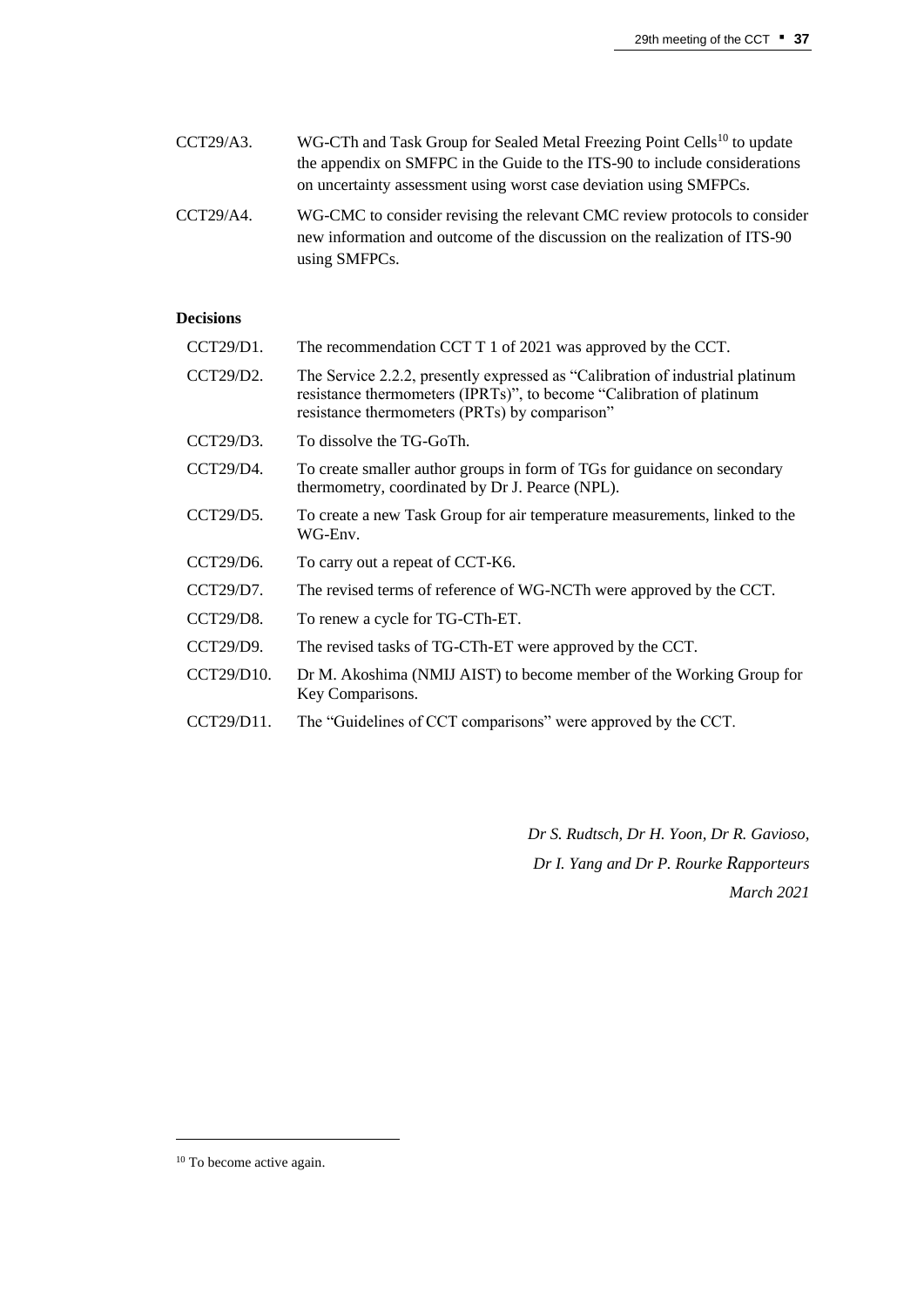CCT29/A3. WG-CTh and Task Group for Sealed Metal Freezing Point Cells[10] to update the appendix on SMFPC in the Guide to the ITS-90 to include considerations on uncertainty assessment using worst case deviation using SMFPCs.

CCT29/A4. WG-CMC to consider revising the relevant CMC review protocols to consider new information and outcome of the discussion on the realization of ITS-90 using SMFPCs.

**Decisions**

CCT29/D1. The recommendation CCT T 1 of 2021 was approved by the CCT.

CCT29/D2. The Service 2.2.2, presently expressed as "Calibration of industrial platinum resistance thermometers (IPRTs)", to become "Calibration of platinum resistance thermometers (PRTs) by comparison"

CCT29/D3. To dissolve the TG-GoTh.

CCT29/D4. To create smaller author groups in form of TGs for guidance on secondary thermometry, coordinated by Dr J. Pearce (NPL).

CCT29/D5. To create a new Task Group for air temperature measurements, linked to the WG-Env.

CCT29/D6. To carry out a repeat of CCT-K6.

CCT29/D7. The revised terms of reference of WG-NCTh were approved by the CCT.

CCT29/D8. To renew a cycle for TG-CTh-ET.

CCT29/D9. The revised tasks of TG-CTh-ET were approved by the CCT.

CCT29/D10. Dr M. Akoshima (NMIJ AIST) to become member of the Working Group for Key Comparisons.

CCT29/D11. The "Guidelines of CCT comparisons" were approved by the CCT.

*Dr S. Rudtsch, Dr H. Yoon, Dr R. Gavioso,*
*Dr I. Yang and Dr P. Rourke Rapporteurs*
*March 2021*

---

[10] To become active again.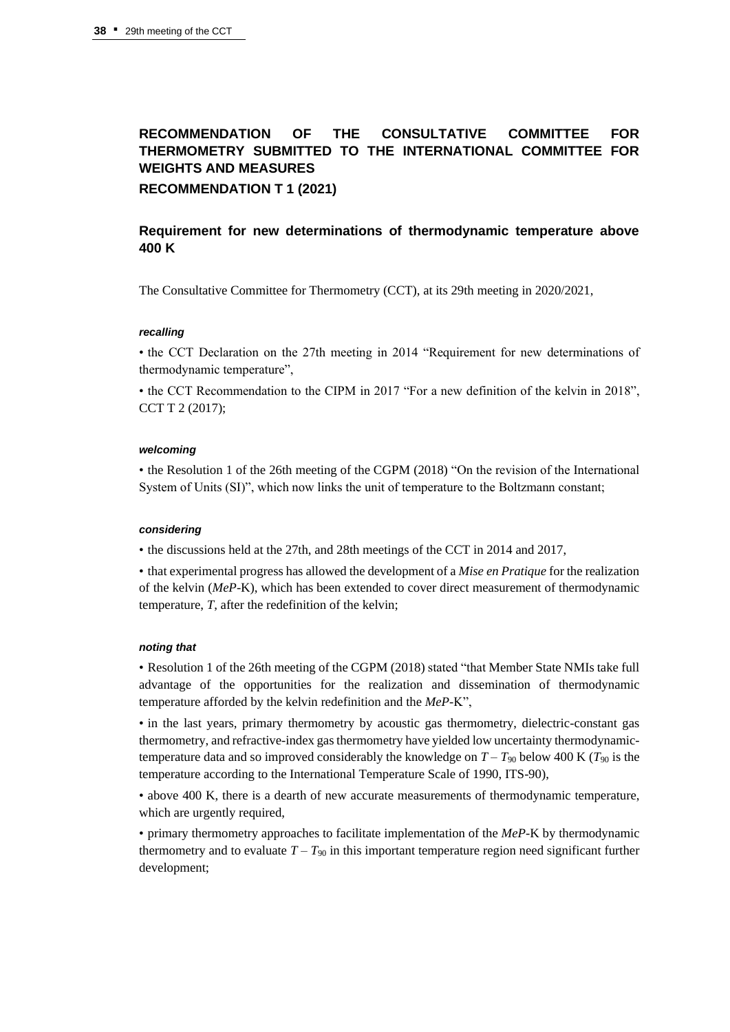## RECOMMENDATION OF THE CONSULTATIVE COMMITTEE FOR THERMOMETRY SUBMITTED TO THE INTERNATIONAL COMMITTEE FOR WEIGHTS AND MEASURES

**RECOMMENDATION T 1 (2021)**

### Requirement for new determinations of thermodynamic temperature above 400 K

The Consultative Committee for Thermometry (CCT), at its 29th meeting in 2020/2021,

***recalling***

• the CCT Declaration on the 27th meeting in 2014 "Requirement for new determinations of thermodynamic temperature",

• the CCT Recommendation to the CIPM in 2017 "For a new definition of the kelvin in 2018", CCT T 2 (2017);

***welcoming***

• the Resolution 1 of the 26th meeting of the CGPM (2018) "On the revision of the International System of Units (SI)", which now links the unit of temperature to the Boltzmann constant;

***considering***

• the discussions held at the 27th, and 28th meetings of the CCT in 2014 and 2017,

• that experimental progress has allowed the development of a *Mise en Pratique* for the realization of the kelvin (*MeP*-K), which has been extended to cover direct measurement of thermodynamic temperature, $T$, after the redefinition of the kelvin;

***noting that***

• Resolution 1 of the 26th meeting of the CGPM (2018) stated "that Member State NMIs take full advantage of the opportunities for the realization and dissemination of thermodynamic temperature afforded by the kelvin redefinition and the *MeP*-K",

• in the last years, primary thermometry by acoustic gas thermometry, dielectric-constant gas thermometry, and refractive-index gas thermometry have yielded low uncertainty thermodynamic-temperature data and so improved considerably the knowledge on $T - T_{90}$ below 400 K ($T_{90}$ is the temperature according to the International Temperature Scale of 1990, ITS-90),

• above 400 K, there is a dearth of new accurate measurements of thermodynamic temperature, which are urgently required,

• primary thermometry approaches to facilitate implementation of the *MeP*-K by thermodynamic thermometry and to evaluate $T - T_{90}$ in this important temperature region need significant further development;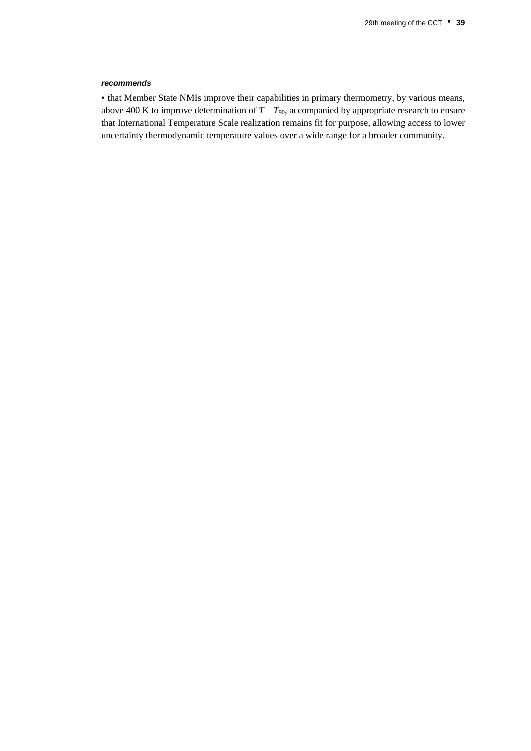***recommends***

- that Member State NMIs improve their capabilities in primary thermometry, by various means, above 400 K to improve determination of $T - T_{90}$, accompanied by appropriate research to ensure that International Temperature Scale realization remains fit for purpose, allowing access to lower uncertainty thermodynamic temperature values over a wide range for a broader community.